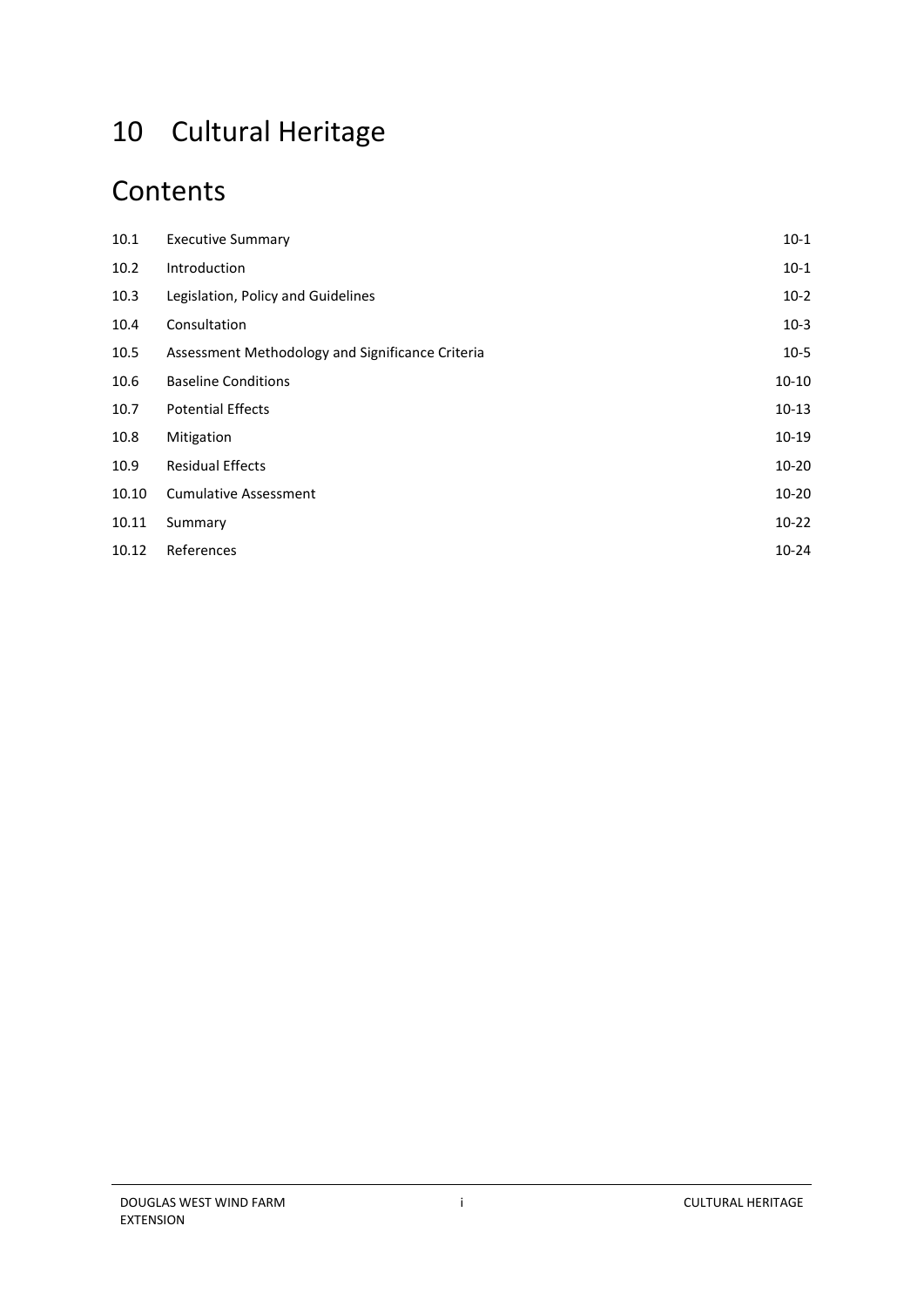# 10 Cultural Heritage

## Contents

| | | |
|---|---|---|
| 10.1 | Executive Summary | 10-1 |
| 10.2 | Introduction | 10-1 |
| 10.3 | Legislation, Policy and Guidelines | 10-2 |
| 10.4 | Consultation | 10-3 |
| 10.5 | Assessment Methodology and Significance Criteria | 10-5 |
| 10.6 | Baseline Conditions | 10-10 |
| 10.7 | Potential Effects | 10-13 |
| 10.8 | Mitigation | 10-19 |
| 10.9 | Residual Effects | 10-20 |
| 10.10 | Cumulative Assessment | 10-20 |
| 10.11 | Summary | 10-22 |
| 10.12 | References | 10-24 |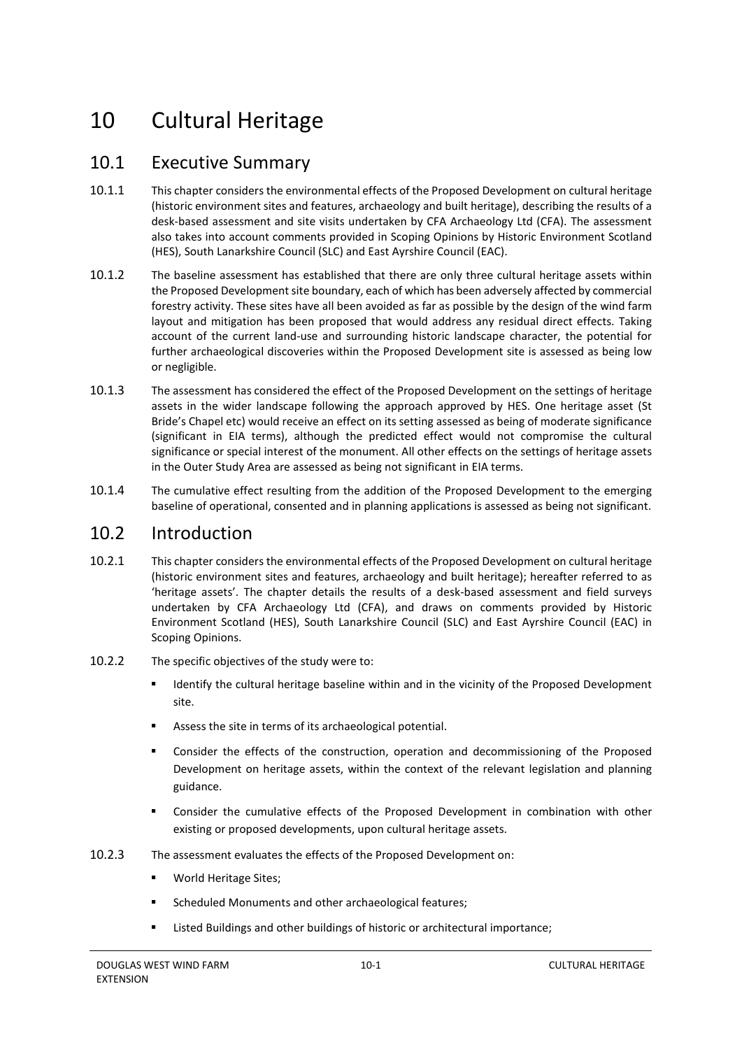# 10 Cultural Heritage

## 10.1 Executive Summary

10.1.1 This chapter considers the environmental effects of the Proposed Development on cultural heritage (historic environment sites and features, archaeology and built heritage), describing the results of a desk-based assessment and site visits undertaken by CFA Archaeology Ltd (CFA). The assessment also takes into account comments provided in Scoping Opinions by Historic Environment Scotland (HES), South Lanarkshire Council (SLC) and East Ayrshire Council (EAC).

10.1.2 The baseline assessment has established that there are only three cultural heritage assets within the Proposed Development site boundary, each of which has been adversely affected by commercial forestry activity. These sites have all been avoided as far as possible by the design of the wind farm layout and mitigation has been proposed that would address any residual direct effects. Taking account of the current land-use and surrounding historic landscape character, the potential for further archaeological discoveries within the Proposed Development site is assessed as being low or negligible.

10.1.3 The assessment has considered the effect of the Proposed Development on the settings of heritage assets in the wider landscape following the approach approved by HES. One heritage asset (St Bride's Chapel etc) would receive an effect on its setting assessed as being of moderate significance (significant in EIA terms), although the predicted effect would not compromise the cultural significance or special interest of the monument. All other effects on the settings of heritage assets in the Outer Study Area are assessed as being not significant in EIA terms.

10.1.4 The cumulative effect resulting from the addition of the Proposed Development to the emerging baseline of operational, consented and in planning applications is assessed as being not significant.

## 10.2 Introduction

10.2.1 This chapter considers the environmental effects of the Proposed Development on cultural heritage (historic environment sites and features, archaeology and built heritage); hereafter referred to as 'heritage assets'. The chapter details the results of a desk-based assessment and field surveys undertaken by CFA Archaeology Ltd (CFA), and draws on comments provided by Historic Environment Scotland (HES), South Lanarkshire Council (SLC) and East Ayrshire Council (EAC) in Scoping Opinions.

10.2.2 The specific objectives of the study were to:

- Identify the cultural heritage baseline within and in the vicinity of the Proposed Development site.
- Assess the site in terms of its archaeological potential.
- Consider the effects of the construction, operation and decommissioning of the Proposed Development on heritage assets, within the context of the relevant legislation and planning guidance.
- Consider the cumulative effects of the Proposed Development in combination with other existing or proposed developments, upon cultural heritage assets.

10.2.3 The assessment evaluates the effects of the Proposed Development on:

- World Heritage Sites;
- Scheduled Monuments and other archaeological features;
- Listed Buildings and other buildings of historic or architectural importance;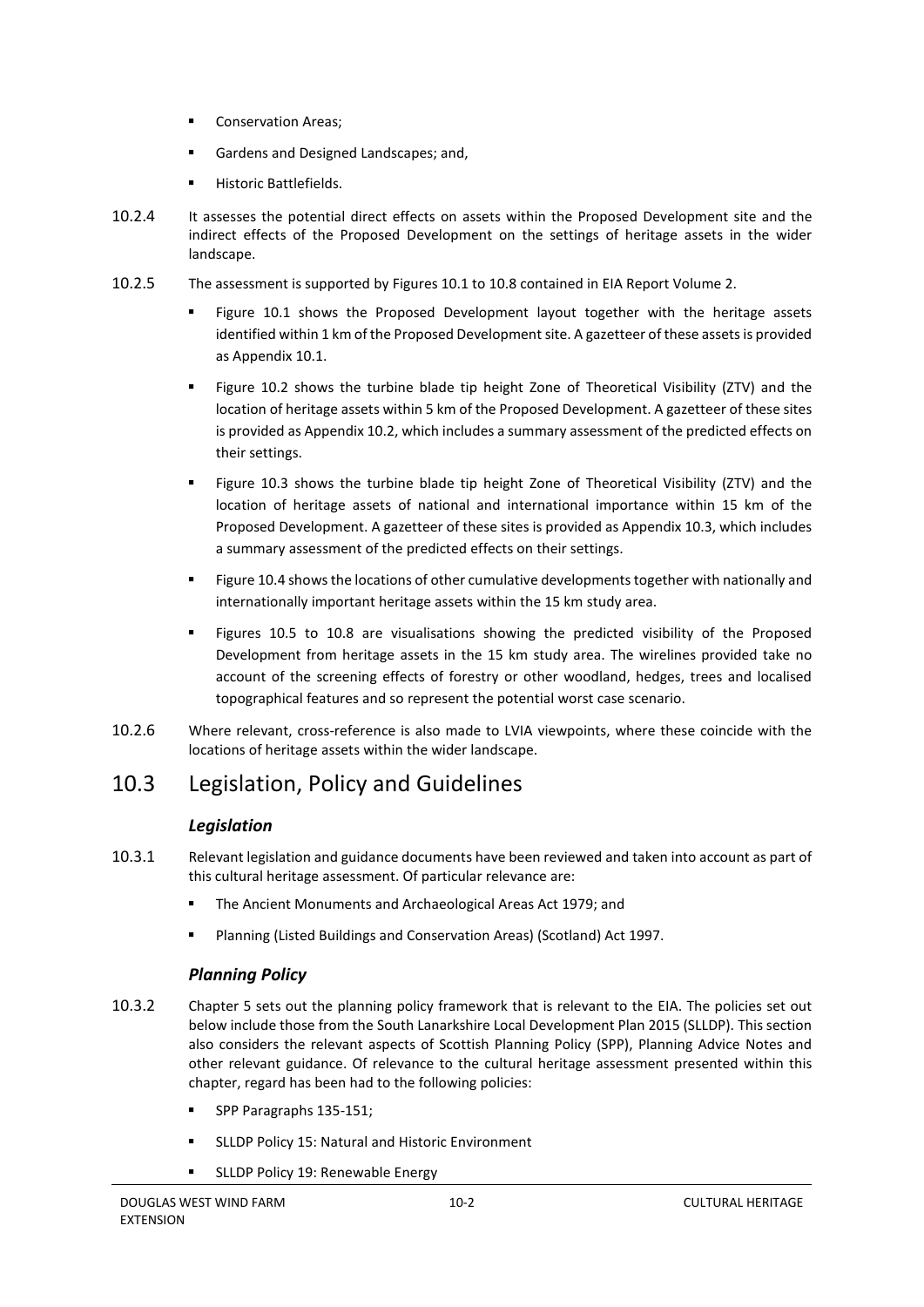- Conservation Areas;
- Gardens and Designed Landscapes; and,
- Historic Battlefields.

10.2.4 It assesses the potential direct effects on assets within the Proposed Development site and the indirect effects of the Proposed Development on the settings of heritage assets in the wider landscape.

10.2.5 The assessment is supported by Figures 10.1 to 10.8 contained in EIA Report Volume 2.

- Figure 10.1 shows the Proposed Development layout together with the heritage assets identified within 1 km of the Proposed Development site. A gazetteer of these assets is provided as Appendix 10.1.
- Figure 10.2 shows the turbine blade tip height Zone of Theoretical Visibility (ZTV) and the location of heritage assets within 5 km of the Proposed Development. A gazetteer of these sites is provided as Appendix 10.2, which includes a summary assessment of the predicted effects on their settings.
- Figure 10.3 shows the turbine blade tip height Zone of Theoretical Visibility (ZTV) and the location of heritage assets of national and international importance within 15 km of the Proposed Development. A gazetteer of these sites is provided as Appendix 10.3, which includes a summary assessment of the predicted effects on their settings.
- Figure 10.4 shows the locations of other cumulative developments together with nationally and internationally important heritage assets within the 15 km study area.
- Figures 10.5 to 10.8 are visualisations showing the predicted visibility of the Proposed Development from heritage assets in the 15 km study area. The wirelines provided take no account of the screening effects of forestry or other woodland, hedges, trees and localised topographical features and so represent the potential worst case scenario.

10.2.6 Where relevant, cross-reference is also made to LVIA viewpoints, where these coincide with the locations of heritage assets within the wider landscape.

## 10.3 Legislation, Policy and Guidelines

### *Legislation*

10.3.1 Relevant legislation and guidance documents have been reviewed and taken into account as part of this cultural heritage assessment. Of particular relevance are:

- The Ancient Monuments and Archaeological Areas Act 1979; and
- Planning (Listed Buildings and Conservation Areas) (Scotland) Act 1997.

### *Planning Policy*

10.3.2 Chapter 5 sets out the planning policy framework that is relevant to the EIA. The policies set out below include those from the South Lanarkshire Local Development Plan 2015 (SLLDP). This section also considers the relevant aspects of Scottish Planning Policy (SPP), Planning Advice Notes and other relevant guidance. Of relevance to the cultural heritage assessment presented within this chapter, regard has been had to the following policies:

- SPP Paragraphs 135-151;
- SLLDP Policy 15: Natural and Historic Environment
- SLLDP Policy 19: Renewable Energy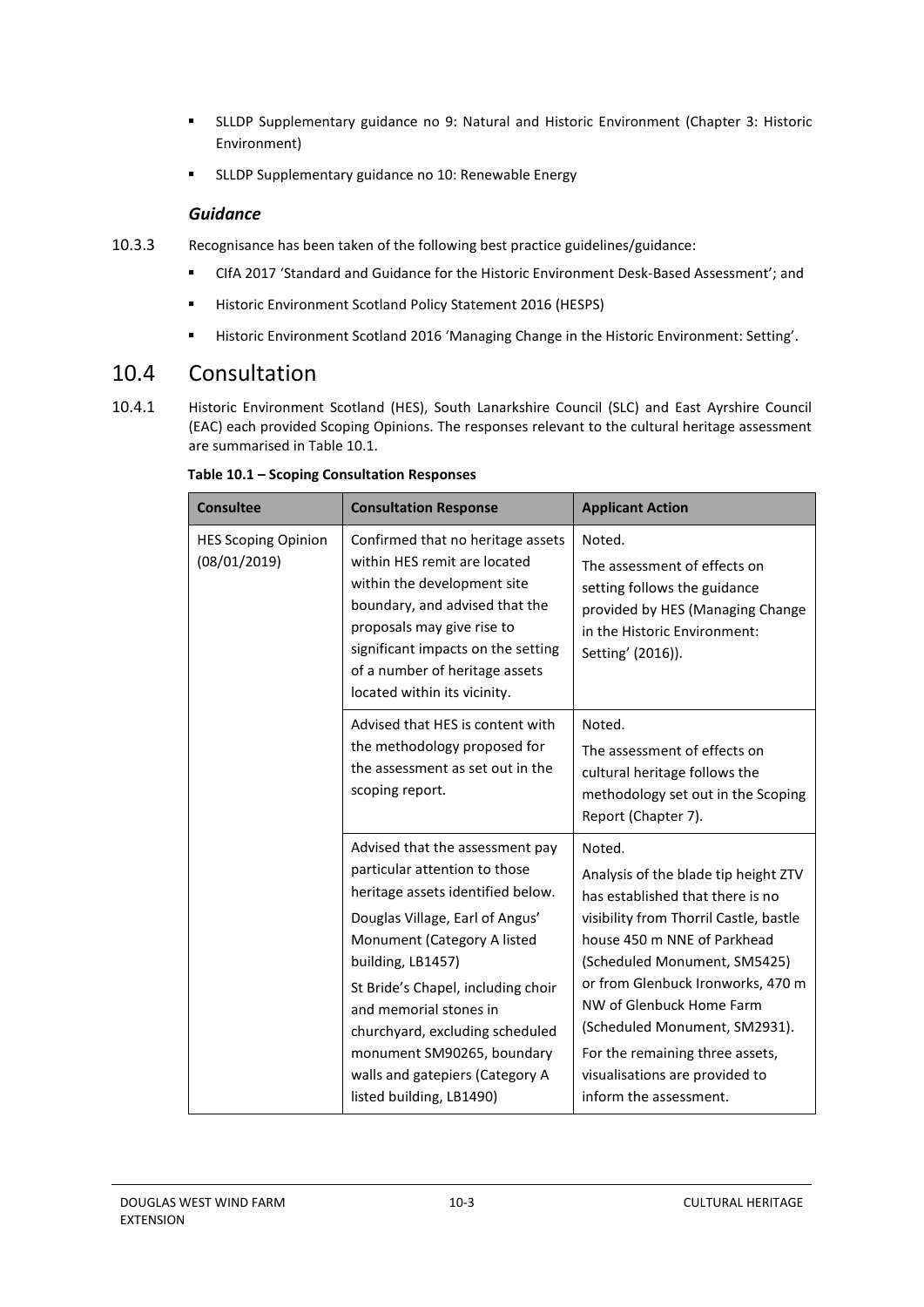- SLLDP Supplementary guidance no 9: Natural and Historic Environment (Chapter 3: Historic Environment)
- SLLDP Supplementary guidance no 10: Renewable Energy

### *Guidance*

10.3.3 Recognisance has been taken of the following best practice guidelines/guidance:

- CIfA 2017 'Standard and Guidance for the Historic Environment Desk-Based Assessment'; and
- Historic Environment Scotland Policy Statement 2016 (HESPS)
- Historic Environment Scotland 2016 'Managing Change in the Historic Environment: Setting'.

## 10.4 Consultation

10.4.1 Historic Environment Scotland (HES), South Lanarkshire Council (SLC) and East Ayrshire Council (EAC) each provided Scoping Opinions. The responses relevant to the cultural heritage assessment are summarised in Table 10.1.

**Table 10.1 – Scoping Consultation Responses**

| Consultee | Consultation Response | Applicant Action |
|---|---|---|
| HES Scoping Opinion (08/01/2019) | Confirmed that no heritage assets within HES remit are located within the development site boundary, and advised that the proposals may give rise to significant impacts on the setting of a number of heritage assets located within its vicinity. | Noted.<br>The assessment of effects on setting follows the guidance provided by HES (Managing Change in the Historic Environment: Setting' (2016)). |
| | Advised that HES is content with the methodology proposed for the assessment as set out in the scoping report. | Noted.<br>The assessment of effects on cultural heritage follows the methodology set out in the Scoping Report (Chapter 7). |
| | Advised that the assessment pay particular attention to those heritage assets identified below.<br>Douglas Village, Earl of Angus' Monument (Category A listed building, LB1457)<br>St Bride's Chapel, including choir and memorial stones in churchyard, excluding scheduled monument SM90265, boundary walls and gatepiers (Category A listed building, LB1490) | Noted.<br>Analysis of the blade tip height ZTV has established that there is no visibility from Thorril Castle, bastle house 450 m NNE of Parkhead (Scheduled Monument, SM5425) or from Glenbuck Ironworks, 470 m NW of Glenbuck Home Farm (Scheduled Monument, SM2931).<br>For the remaining three assets, visualisations are provided to inform the assessment. |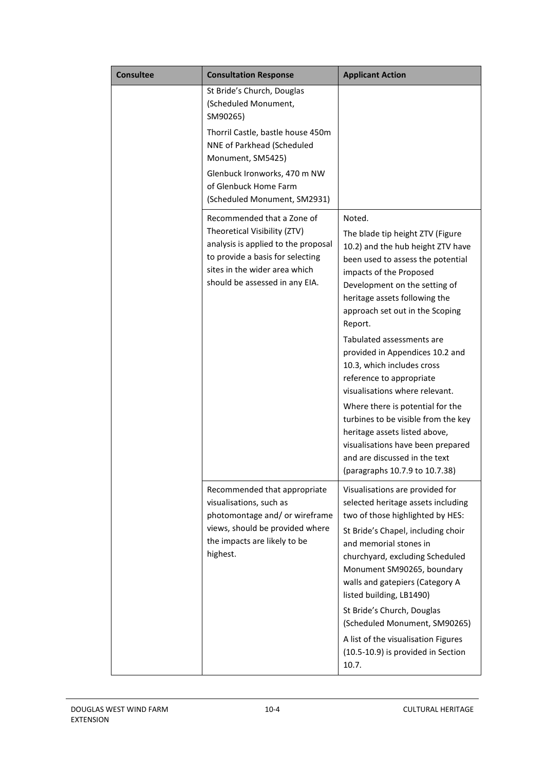| Consultee | Consultation Response | Applicant Action |
| --- | --- | --- |
| | St Bride's Church, Douglas (Scheduled Monument, SM90265)<br><br>Thorril Castle, bastle house 450m NNE of Parkhead (Scheduled Monument, SM5425)<br><br>Glenbuck Ironworks, 470 m NW of Glenbuck Home Farm (Scheduled Monument, SM2931) | |
| | Recommended that a Zone of Theoretical Visibility (ZTV) analysis is applied to the proposal to provide a basis for selecting sites in the wider area which should be assessed in any EIA. | Noted.<br><br>The blade tip height ZTV (Figure 10.2) and the hub height ZTV have been used to assess the potential impacts of the Proposed Development on the setting of heritage assets following the approach set out in the Scoping Report.<br><br>Tabulated assessments are provided in Appendices 10.2 and 10.3, which includes cross reference to appropriate visualisations where relevant.<br><br>Where there is potential for the turbines to be visible from the key heritage assets listed above, visualisations have been prepared and are discussed in the text (paragraphs 10.7.9 to 10.7.38) |
| | Recommended that appropriate visualisations, such as photomontage and/ or wireframe views, should be provided where the impacts are likely to be highest. | Visualisations are provided for selected heritage assets including two of those highlighted by HES:<br><br>St Bride's Chapel, including choir and memorial stones in churchyard, excluding Scheduled Monument SM90265, boundary walls and gatepiers (Category A listed building, LB1490)<br><br>St Bride's Church, Douglas (Scheduled Monument, SM90265)<br><br>A list of the visualisation Figures (10.5-10.9) is provided in Section 10.7. |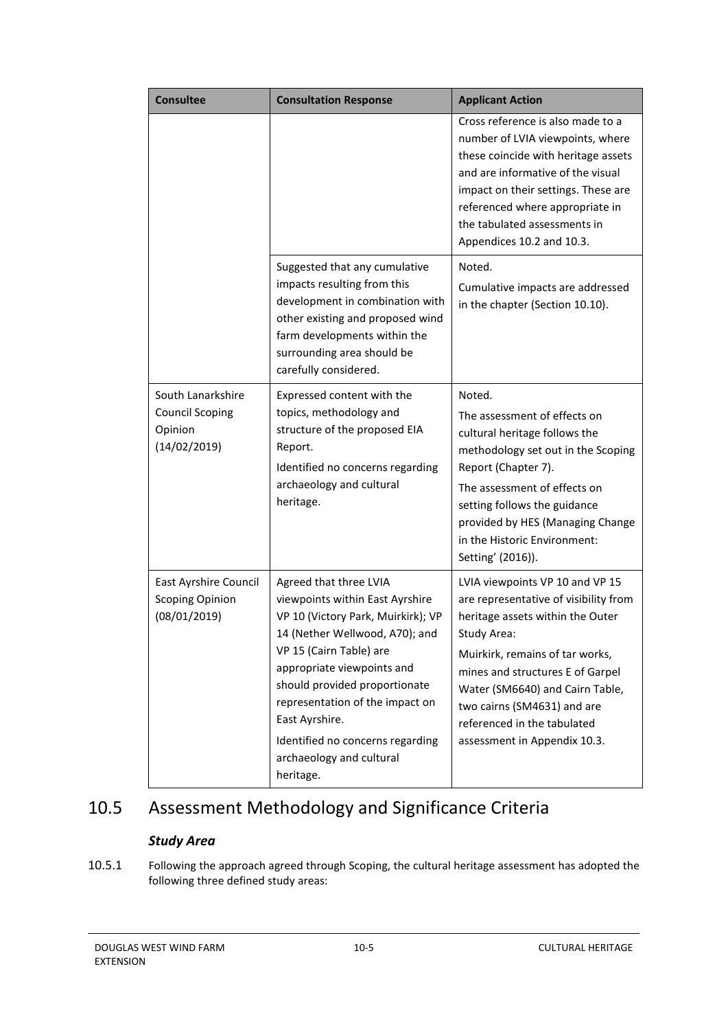| Consultee | Consultation Response | Applicant Action |
| --- | --- | --- |
| | | Cross reference is also made to a number of LVIA viewpoints, where these coincide with heritage assets and are informative of the visual impact on their settings. These are referenced where appropriate in the tabulated assessments in Appendices 10.2 and 10.3. |
| | Suggested that any cumulative impacts resulting from this development in combination with other existing and proposed wind farm developments within the surrounding area should be carefully considered. | Noted.<br>Cumulative impacts are addressed in the chapter (Section 10.10). |
| South Lanarkshire Council Scoping Opinion (14/02/2019) | Expressed content with the topics, methodology and structure of the proposed EIA Report.<br>Identified no concerns regarding archaeology and cultural heritage. | Noted.<br>The assessment of effects on cultural heritage follows the methodology set out in the Scoping Report (Chapter 7).<br>The assessment of effects on setting follows the guidance provided by HES (Managing Change in the Historic Environment: Setting' (2016)). |
| East Ayrshire Council Scoping Opinion (08/01/2019) | Agreed that three LVIA viewpoints within East Ayrshire VP 10 (Victory Park, Muirkirk); VP 14 (Nether Wellwood, A70); and VP 15 (Cairn Table) are appropriate viewpoints and should provided proportionate representation of the impact on East Ayrshire.<br>Identified no concerns regarding archaeology and cultural heritage. | LVIA viewpoints VP 10 and VP 15 are representative of visibility from heritage assets within the Outer Study Area:<br>Muirkirk, remains of tar works, mines and structures E of Garpel Water (SM6640) and Cairn Table, two cairns (SM4631) and are referenced in the tabulated assessment in Appendix 10.3. |

## 10.5 Assessment Methodology and Significance Criteria

### *Study Area*

10.5.1 Following the approach agreed through Scoping, the cultural heritage assessment has adopted the following three defined study areas: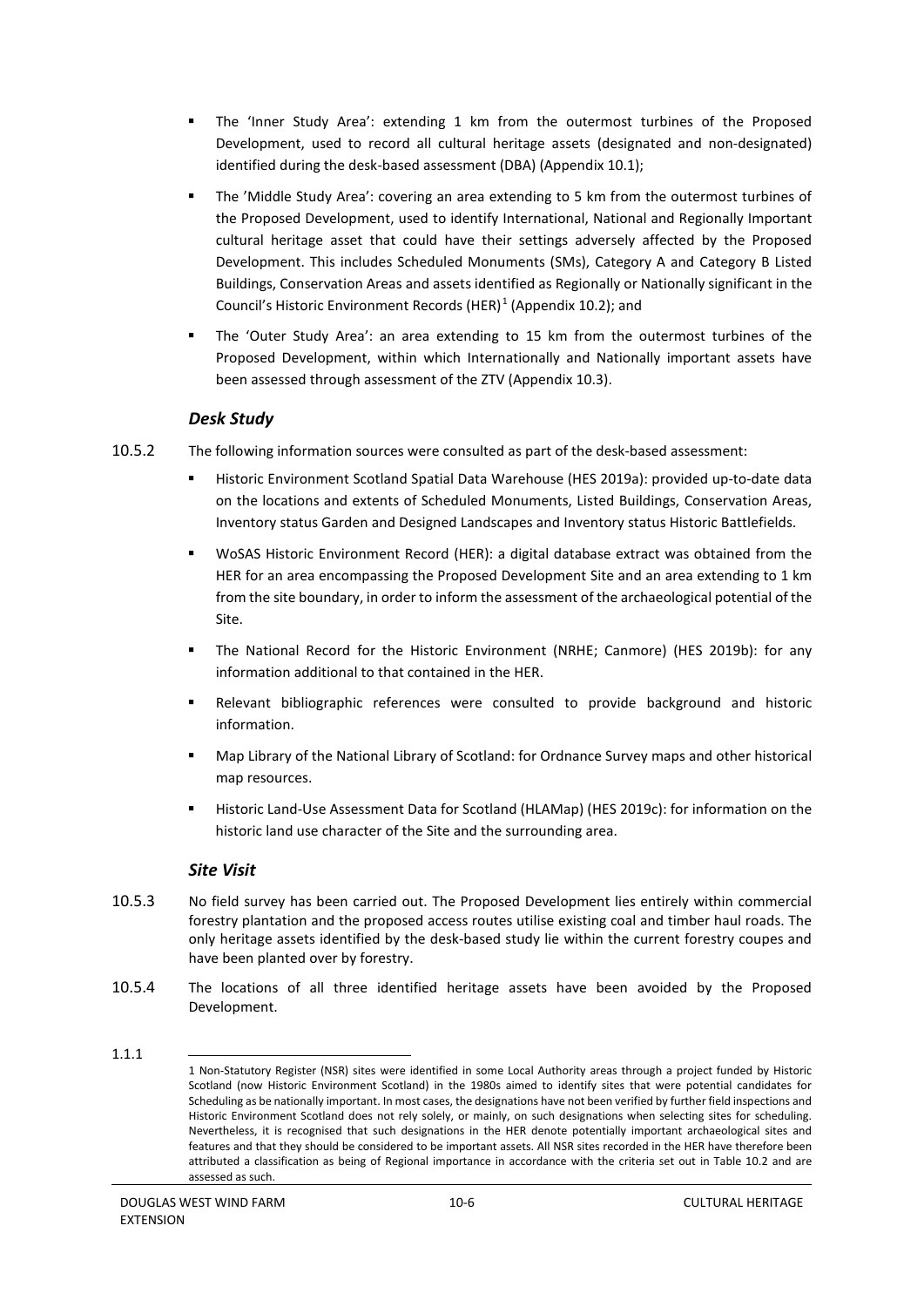- The 'Inner Study Area': extending 1 km from the outermost turbines of the Proposed Development, used to record all cultural heritage assets (designated and non-designated) identified during the desk-based assessment (DBA) (Appendix 10.1);
- The 'Middle Study Area': covering an area extending to 5 km from the outermost turbines of the Proposed Development, used to identify International, National and Regionally Important cultural heritage asset that could have their settings adversely affected by the Proposed Development. This includes Scheduled Monuments (SMs), Category A and Category B Listed Buildings, Conservation Areas and assets identified as Regionally or Nationally significant in the Council's Historic Environment Records (HER)[1] (Appendix 10.2); and
- The 'Outer Study Area': an area extending to 15 km from the outermost turbines of the Proposed Development, within which Internationally and Nationally important assets have been assessed through assessment of the ZTV (Appendix 10.3).

### *Desk Study*

10.5.2 The following information sources were consulted as part of the desk-based assessment:

- Historic Environment Scotland Spatial Data Warehouse (HES 2019a): provided up-to-date data on the locations and extents of Scheduled Monuments, Listed Buildings, Conservation Areas, Inventory status Garden and Designed Landscapes and Inventory status Historic Battlefields.
- WoSAS Historic Environment Record (HER): a digital database extract was obtained from the HER for an area encompassing the Proposed Development Site and an area extending to 1 km from the site boundary, in order to inform the assessment of the archaeological potential of the Site.
- The National Record for the Historic Environment (NRHE; Canmore) (HES 2019b): for any information additional to that contained in the HER.
- Relevant bibliographic references were consulted to provide background and historic information.
- Map Library of the National Library of Scotland: for Ordnance Survey maps and other historical map resources.
- Historic Land-Use Assessment Data for Scotland (HLAMap) (HES 2019c): for information on the historic land use character of the Site and the surrounding area.

### *Site Visit*

10.5.3 No field survey has been carried out. The Proposed Development lies entirely within commercial forestry plantation and the proposed access routes utilise existing coal and timber haul roads. The only heritage assets identified by the desk-based study lie within the current forestry coupes and have been planted over by forestry.

10.5.4 The locations of all three identified heritage assets have been avoided by the Proposed Development.

1.1.1

[1] Non-Statutory Register (NSR) sites were identified in some Local Authority areas through a project funded by Historic Scotland (now Historic Environment Scotland) in the 1980s aimed to identify sites that were potential candidates for Scheduling as be nationally important. In most cases, the designations have not been verified by further field inspections and Historic Environment Scotland does not rely solely, or mainly, on such designations when selecting sites for scheduling. Nevertheless, it is recognised that such designations in the HER denote potentially important archaeological sites and features and that they should be considered to be important assets. All NSR sites recorded in the HER have therefore been attributed a classification as being of Regional importance in accordance with the criteria set out in Table 10.2 and are assessed as such.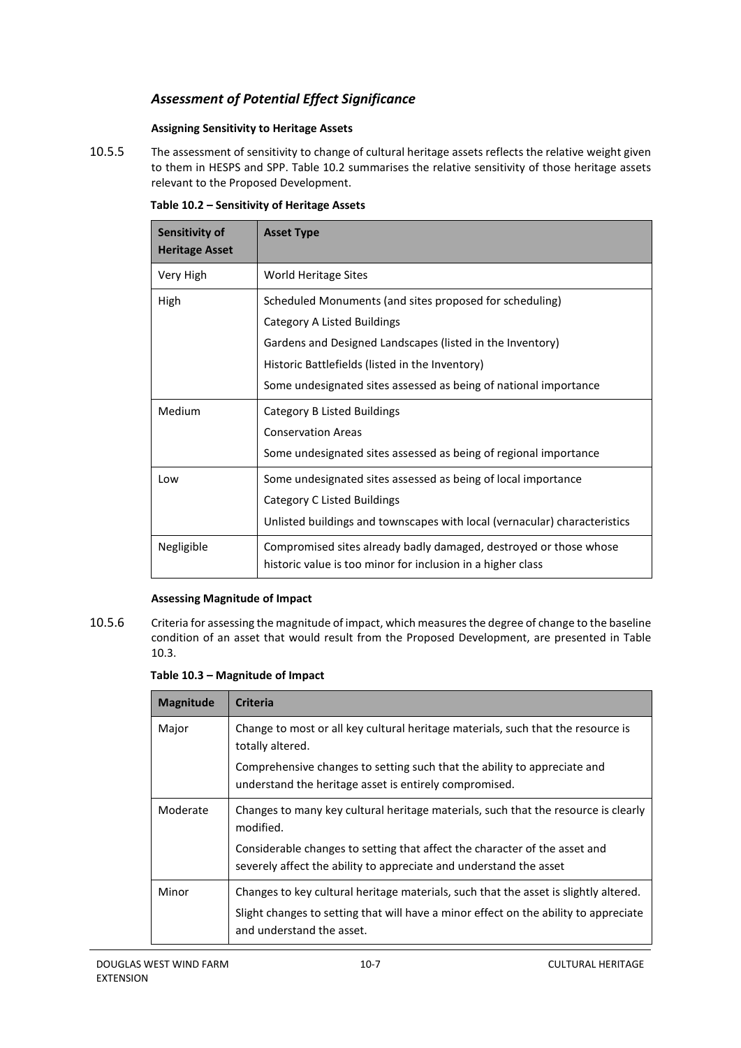## *Assessment of Potential Effect Significance*

**Assigning Sensitivity to Heritage Assets**

10.5.5 The assessment of sensitivity to change of cultural heritage assets reflects the relative weight given to them in HESPS and SPP. Table 10.2 summarises the relative sensitivity of those heritage assets relevant to the Proposed Development.

**Table 10.2 – Sensitivity of Heritage Assets**

| Sensitivity of Heritage Asset | Asset Type |
|---|---|
| Very High | World Heritage Sites |
| High | Scheduled Monuments (and sites proposed for scheduling)<br>Category A Listed Buildings<br>Gardens and Designed Landscapes (listed in the Inventory)<br>Historic Battlefields (listed in the Inventory)<br>Some undesignated sites assessed as being of national importance |
| Medium | Category B Listed Buildings<br>Conservation Areas<br>Some undesignated sites assessed as being of regional importance |
| Low | Some undesignated sites assessed as being of local importance<br>Category C Listed Buildings<br>Unlisted buildings and townscapes with local (vernacular) characteristics |
| Negligible | Compromised sites already badly damaged, destroyed or those whose historic value is too minor for inclusion in a higher class |

**Assessing Magnitude of Impact**

10.5.6 Criteria for assessing the magnitude of impact, which measures the degree of change to the baseline condition of an asset that would result from the Proposed Development, are presented in Table 10.3.

**Table 10.3 – Magnitude of Impact**

| Magnitude | Criteria |
|---|---|
| Major | Change to most or all key cultural heritage materials, such that the resource is totally altered.<br>Comprehensive changes to setting such that the ability to appreciate and understand the heritage asset is entirely compromised. |
| Moderate | Changes to many key cultural heritage materials, such that the resource is clearly modified.<br>Considerable changes to setting that affect the character of the asset and severely affect the ability to appreciate and understand the asset |
| Minor | Changes to key cultural heritage materials, such that the asset is slightly altered.<br>Slight changes to setting that will have a minor effect on the ability to appreciate and understand the asset. |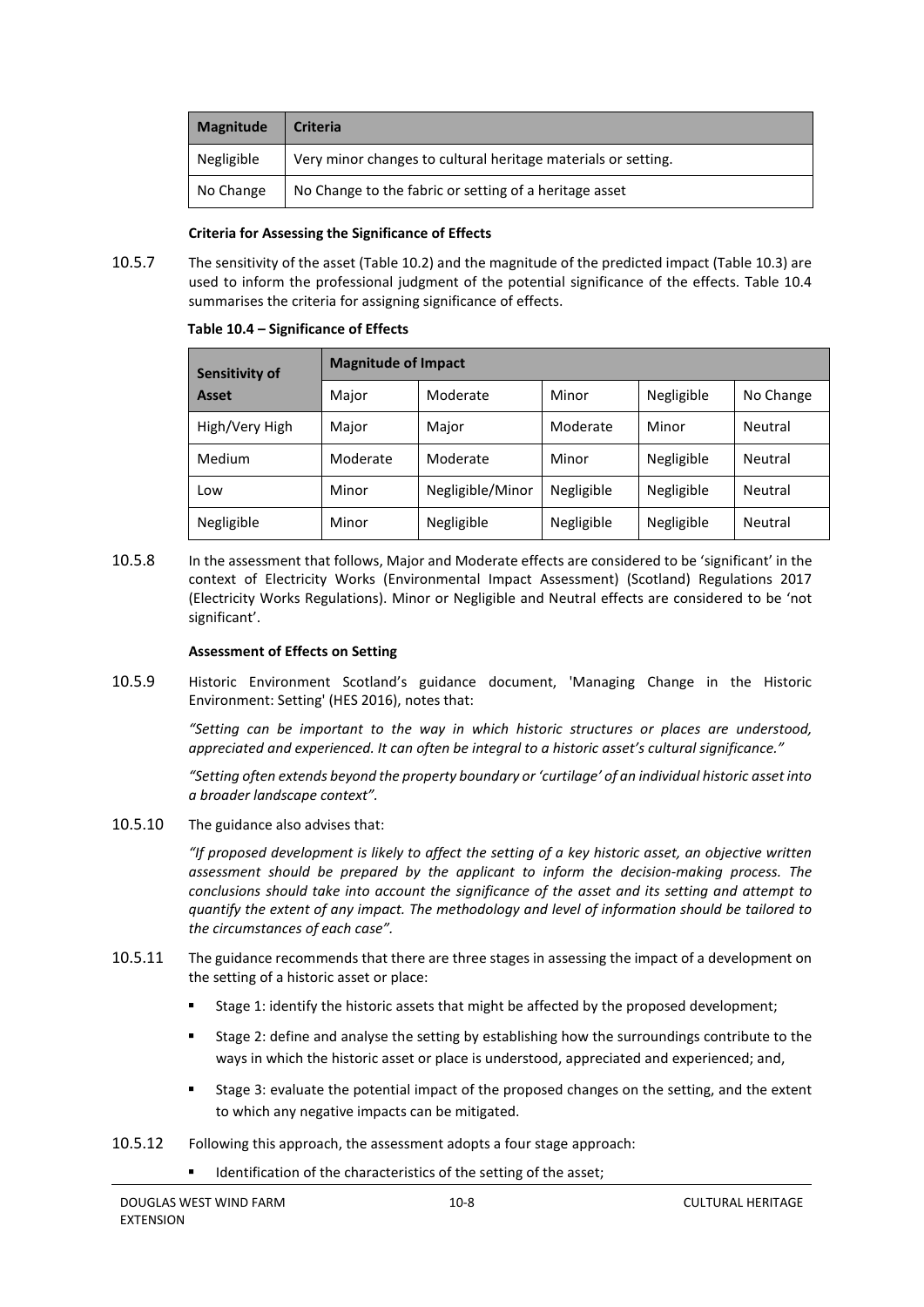| Magnitude | Criteria |
|---|---|
| Negligible | Very minor changes to cultural heritage materials or setting. |
| No Change | No Change to the fabric or setting of a heritage asset |

**Criteria for Assessing the Significance of Effects**

10.5.7 The sensitivity of the asset (Table 10.2) and the magnitude of the predicted impact (Table 10.3) are used to inform the professional judgment of the potential significance of the effects. Table 10.4 summarises the criteria for assigning significance of effects.

**Table 10.4 – Significance of Effects**

| Sensitivity of Asset | Magnitude of Impact | | | | |
|---|---|---|---|---|---|
| | Major | Moderate | Minor | Negligible | No Change |
| High/Very High | Major | Major | Moderate | Minor | Neutral |
| Medium | Moderate | Moderate | Minor | Negligible | Neutral |
| Low | Minor | Negligible/Minor | Negligible | Negligible | Neutral |
| Negligible | Minor | Negligible | Negligible | Negligible | Neutral |

10.5.8 In the assessment that follows, Major and Moderate effects are considered to be 'significant' in the context of Electricity Works (Environmental Impact Assessment) (Scotland) Regulations 2017 (Electricity Works Regulations). Minor or Negligible and Neutral effects are considered to be 'not significant'.

**Assessment of Effects on Setting**

10.5.9 Historic Environment Scotland's guidance document, 'Managing Change in the Historic Environment: Setting' (HES 2016), notes that:

> *"Setting can be important to the way in which historic structures or places are understood, appreciated and experienced. It can often be integral to a historic asset's cultural significance."*
>
> *"Setting often extends beyond the property boundary or 'curtilage' of an individual historic asset into a broader landscape context".*

10.5.10 The guidance also advises that:

> *"If proposed development is likely to affect the setting of a key historic asset, an objective written assessment should be prepared by the applicant to inform the decision-making process. The conclusions should take into account the significance of the asset and its setting and attempt to quantify the extent of any impact. The methodology and level of information should be tailored to the circumstances of each case".*

10.5.11 The guidance recommends that there are three stages in assessing the impact of a development on the setting of a historic asset or place:

- Stage 1: identify the historic assets that might be affected by the proposed development;
- Stage 2: define and analyse the setting by establishing how the surroundings contribute to the ways in which the historic asset or place is understood, appreciated and experienced; and,
- Stage 3: evaluate the potential impact of the proposed changes on the setting, and the extent to which any negative impacts can be mitigated.

10.5.12 Following this approach, the assessment adopts a four stage approach:

- Identification of the characteristics of the setting of the asset;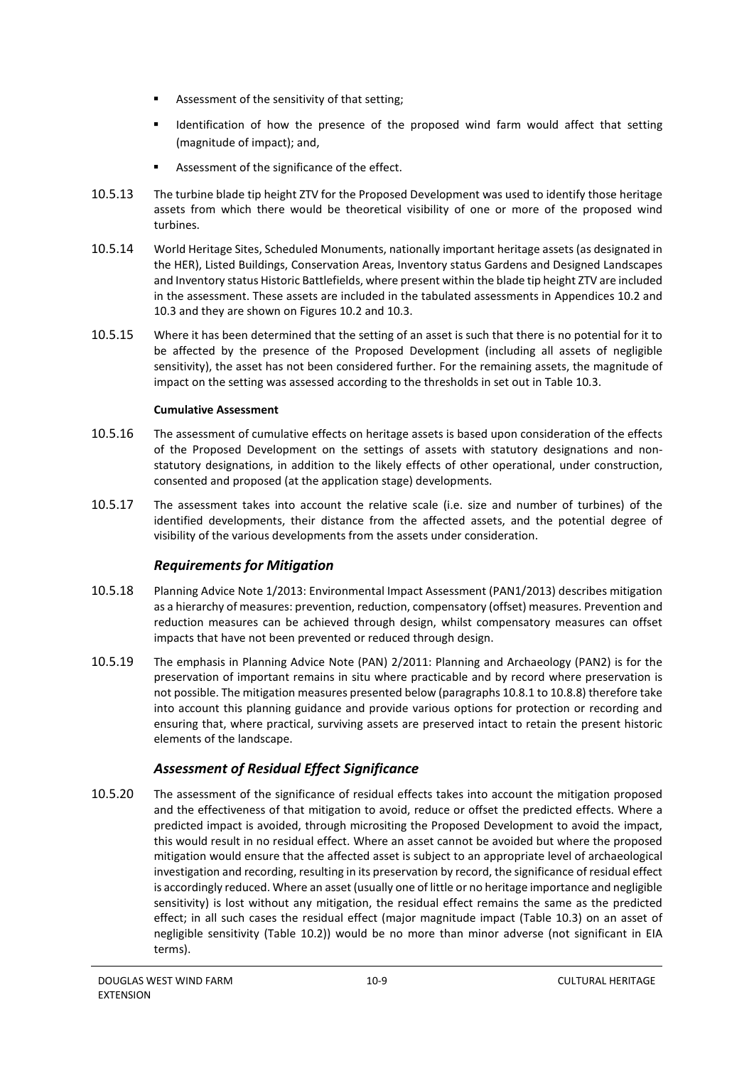- Assessment of the sensitivity of that setting;
- Identification of how the presence of the proposed wind farm would affect that setting (magnitude of impact); and,
- Assessment of the significance of the effect.

10.5.13 The turbine blade tip height ZTV for the Proposed Development was used to identify those heritage assets from which there would be theoretical visibility of one or more of the proposed wind turbines.

10.5.14 World Heritage Sites, Scheduled Monuments, nationally important heritage assets (as designated in the HER), Listed Buildings, Conservation Areas, Inventory status Gardens and Designed Landscapes and Inventory status Historic Battlefields, where present within the blade tip height ZTV are included in the assessment. These assets are included in the tabulated assessments in Appendices 10.2 and 10.3 and they are shown on Figures 10.2 and 10.3.

10.5.15 Where it has been determined that the setting of an asset is such that there is no potential for it to be affected by the presence of the Proposed Development (including all assets of negligible sensitivity), the asset has not been considered further. For the remaining assets, the magnitude of impact on the setting was assessed according to the thresholds in set out in Table 10.3.

**Cumulative Assessment**

10.5.16 The assessment of cumulative effects on heritage assets is based upon consideration of the effects of the Proposed Development on the settings of assets with statutory designations and non-statutory designations, in addition to the likely effects of other operational, under construction, consented and proposed (at the application stage) developments.

10.5.17 The assessment takes into account the relative scale (i.e. size and number of turbines) of the identified developments, their distance from the affected assets, and the potential degree of visibility of the various developments from the assets under consideration.

### *Requirements for Mitigation*

10.5.18 Planning Advice Note 1/2013: Environmental Impact Assessment (PAN1/2013) describes mitigation as a hierarchy of measures: prevention, reduction, compensatory (offset) measures. Prevention and reduction measures can be achieved through design, whilst compensatory measures can offset impacts that have not been prevented or reduced through design.

10.5.19 The emphasis in Planning Advice Note (PAN) 2/2011: Planning and Archaeology (PAN2) is for the preservation of important remains in situ where practicable and by record where preservation is not possible. The mitigation measures presented below (paragraphs 10.8.1 to 10.8.8) therefore take into account this planning guidance and provide various options for protection or recording and ensuring that, where practical, surviving assets are preserved intact to retain the present historic elements of the landscape.

### *Assessment of Residual Effect Significance*

10.5.20 The assessment of the significance of residual effects takes into account the mitigation proposed and the effectiveness of that mitigation to avoid, reduce or offset the predicted effects. Where a predicted impact is avoided, through micrositing the Proposed Development to avoid the impact, this would result in no residual effect. Where an asset cannot be avoided but where the proposed mitigation would ensure that the affected asset is subject to an appropriate level of archaeological investigation and recording, resulting in its preservation by record, the significance of residual effect is accordingly reduced. Where an asset (usually one of little or no heritage importance and negligible sensitivity) is lost without any mitigation, the residual effect remains the same as the predicted effect; in all such cases the residual effect (major magnitude impact (Table 10.3) on an asset of negligible sensitivity (Table 10.2)) would be no more than minor adverse (not significant in EIA terms).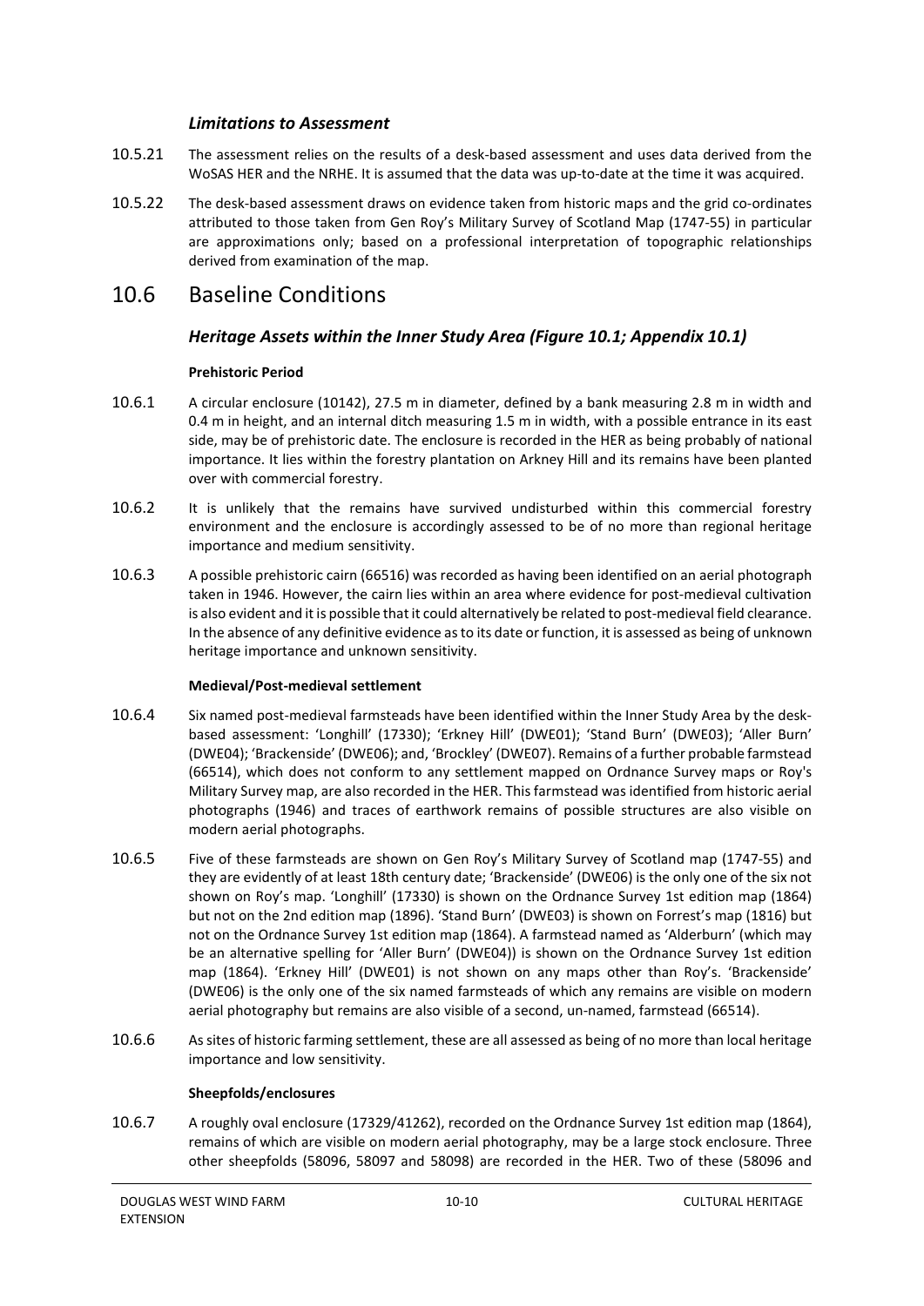### *Limitations to Assessment*

10.5.21 The assessment relies on the results of a desk-based assessment and uses data derived from the WoSAS HER and the NRHE. It is assumed that the data was up-to-date at the time it was acquired.

10.5.22 The desk-based assessment draws on evidence taken from historic maps and the grid co-ordinates attributed to those taken from Gen Roy's Military Survey of Scotland Map (1747-55) in particular are approximations only; based on a professional interpretation of topographic relationships derived from examination of the map.

## 10.6 Baseline Conditions

### *Heritage Assets within the Inner Study Area (Figure 10.1; Appendix 10.1)*

**Prehistoric Period**

10.6.1 A circular enclosure (10142), 27.5 m in diameter, defined by a bank measuring 2.8 m in width and 0.4 m in height, and an internal ditch measuring 1.5 m in width, with a possible entrance in its east side, may be of prehistoric date. The enclosure is recorded in the HER as being probably of national importance. It lies within the forestry plantation on Arkney Hill and its remains have been planted over with commercial forestry.

10.6.2 It is unlikely that the remains have survived undisturbed within this commercial forestry environment and the enclosure is accordingly assessed to be of no more than regional heritage importance and medium sensitivity.

10.6.3 A possible prehistoric cairn (66516) was recorded as having been identified on an aerial photograph taken in 1946. However, the cairn lies within an area where evidence for post-medieval cultivation is also evident and it is possible that it could alternatively be related to post-medieval field clearance. In the absence of any definitive evidence as to its date or function, it is assessed as being of unknown heritage importance and unknown sensitivity.

**Medieval/Post-medieval settlement**

10.6.4 Six named post-medieval farmsteads have been identified within the Inner Study Area by the desk-based assessment: 'Longhill' (17330); 'Erkney Hill' (DWE01); 'Stand Burn' (DWE03); 'Aller Burn' (DWE04); 'Brackenside' (DWE06); and, 'Brockley' (DWE07). Remains of a further probable farmstead (66514), which does not conform to any settlement mapped on Ordnance Survey maps or Roy's Military Survey map, are also recorded in the HER. This farmstead was identified from historic aerial photographs (1946) and traces of earthwork remains of possible structures are also visible on modern aerial photographs.

10.6.5 Five of these farmsteads are shown on Gen Roy's Military Survey of Scotland map (1747-55) and they are evidently of at least 18th century date; 'Brackenside' (DWE06) is the only one of the six not shown on Roy's map. 'Longhill' (17330) is shown on the Ordnance Survey 1st edition map (1864) but not on the 2nd edition map (1896). 'Stand Burn' (DWE03) is shown on Forrest's map (1816) but not on the Ordnance Survey 1st edition map (1864). A farmstead named as 'Alderburn' (which may be an alternative spelling for 'Aller Burn' (DWE04)) is shown on the Ordnance Survey 1st edition map (1864). 'Erkney Hill' (DWE01) is not shown on any maps other than Roy's. 'Brackenside' (DWE06) is the only one of the six named farmsteads of which any remains are visible on modern aerial photography but remains are also visible of a second, un-named, farmstead (66514).

10.6.6 As sites of historic farming settlement, these are all assessed as being of no more than local heritage importance and low sensitivity.

**Sheepfolds/enclosures**

10.6.7 A roughly oval enclosure (17329/41262), recorded on the Ordnance Survey 1st edition map (1864), remains of which are visible on modern aerial photography, may be a large stock enclosure. Three other sheepfolds (58096, 58097 and 58098) are recorded in the HER. Two of these (58096 and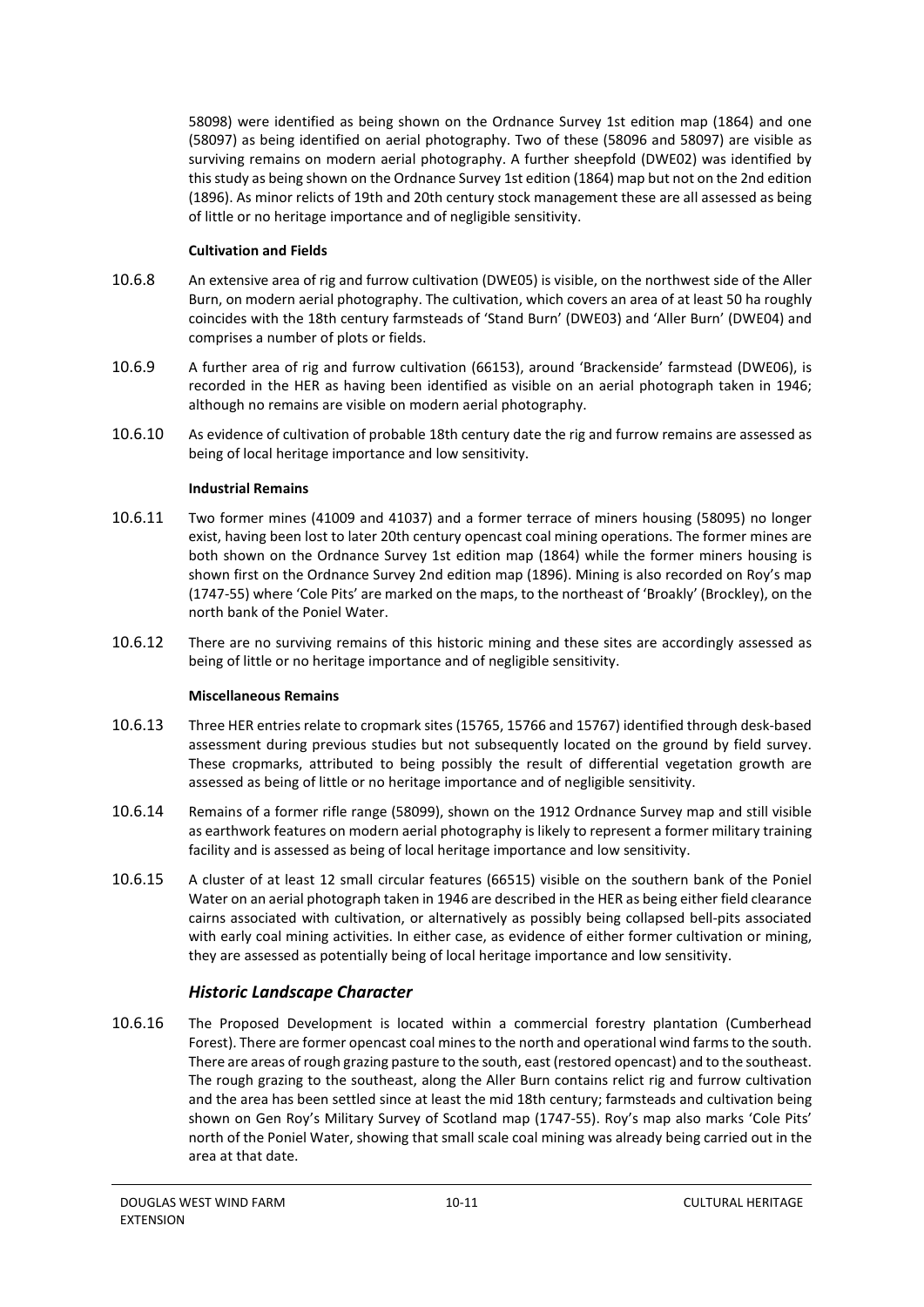58098) were identified as being shown on the Ordnance Survey 1st edition map (1864) and one (58097) as being identified on aerial photography. Two of these (58096 and 58097) are visible as surviving remains on modern aerial photography. A further sheepfold (DWE02) was identified by this study as being shown on the Ordnance Survey 1st edition (1864) map but not on the 2nd edition (1896). As minor relicts of 19th and 20th century stock management these are all assessed as being of little or no heritage importance and of negligible sensitivity.

**Cultivation and Fields**

10.6.8 An extensive area of rig and furrow cultivation (DWE05) is visible, on the northwest side of the Aller Burn, on modern aerial photography. The cultivation, which covers an area of at least 50 ha roughly coincides with the 18th century farmsteads of 'Stand Burn' (DWE03) and 'Aller Burn' (DWE04) and comprises a number of plots or fields.

10.6.9 A further area of rig and furrow cultivation (66153), around 'Brackenside' farmstead (DWE06), is recorded in the HER as having been identified as visible on an aerial photograph taken in 1946; although no remains are visible on modern aerial photography.

10.6.10 As evidence of cultivation of probable 18th century date the rig and furrow remains are assessed as being of local heritage importance and low sensitivity.

**Industrial Remains**

10.6.11 Two former mines (41009 and 41037) and a former terrace of miners housing (58095) no longer exist, having been lost to later 20th century opencast coal mining operations. The former mines are both shown on the Ordnance Survey 1st edition map (1864) while the former miners housing is shown first on the Ordnance Survey 2nd edition map (1896). Mining is also recorded on Roy's map (1747-55) where 'Cole Pits' are marked on the maps, to the northeast of 'Broakly' (Brockley), on the north bank of the Poniel Water.

10.6.12 There are no surviving remains of this historic mining and these sites are accordingly assessed as being of little or no heritage importance and of negligible sensitivity.

**Miscellaneous Remains**

10.6.13 Three HER entries relate to cropmark sites (15765, 15766 and 15767) identified through desk-based assessment during previous studies but not subsequently located on the ground by field survey. These cropmarks, attributed to being possibly the result of differential vegetation growth are assessed as being of little or no heritage importance and of negligible sensitivity.

10.6.14 Remains of a former rifle range (58099), shown on the 1912 Ordnance Survey map and still visible as earthwork features on modern aerial photography is likely to represent a former military training facility and is assessed as being of local heritage importance and low sensitivity.

10.6.15 A cluster of at least 12 small circular features (66515) visible on the southern bank of the Poniel Water on an aerial photograph taken in 1946 are described in the HER as being either field clearance cairns associated with cultivation, or alternatively as possibly being collapsed bell-pits associated with early coal mining activities. In either case, as evidence of either former cultivation or mining, they are assessed as potentially being of local heritage importance and low sensitivity.

### *Historic Landscape Character*

10.6.16 The Proposed Development is located within a commercial forestry plantation (Cumberhead Forest). There are former opencast coal mines to the north and operational wind farms to the south. There are areas of rough grazing pasture to the south, east (restored opencast) and to the southeast. The rough grazing to the southeast, along the Aller Burn contains relict rig and furrow cultivation and the area has been settled since at least the mid 18th century; farmsteads and cultivation being shown on Gen Roy's Military Survey of Scotland map (1747-55). Roy's map also marks 'Cole Pits' north of the Poniel Water, showing that small scale coal mining was already being carried out in the area at that date.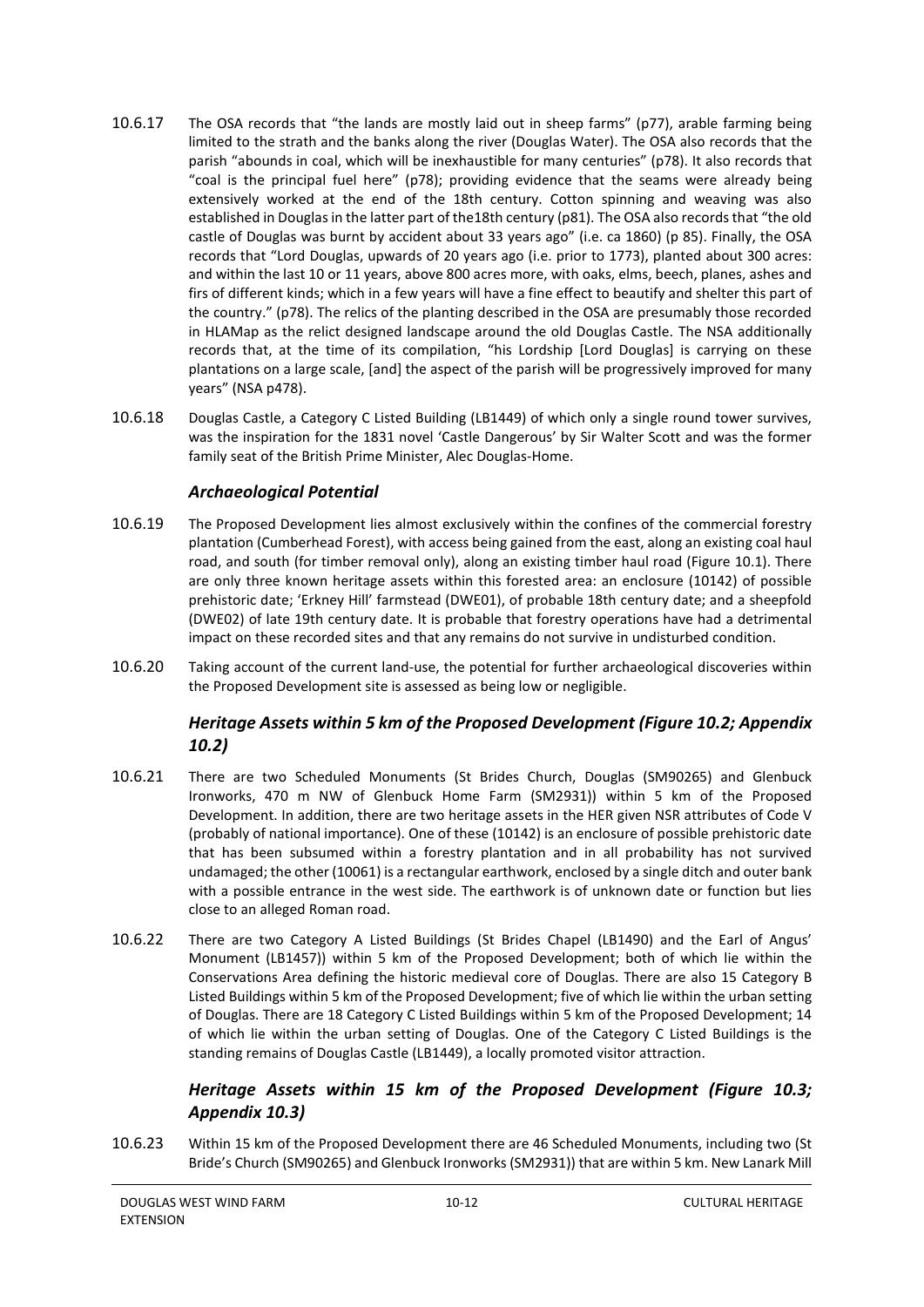10.6.17 The OSA records that "the lands are mostly laid out in sheep farms" (p77), arable farming being limited to the strath and the banks along the river (Douglas Water). The OSA also records that the parish "abounds in coal, which will be inexhaustible for many centuries" (p78). It also records that "coal is the principal fuel here" (p78); providing evidence that the seams were already being extensively worked at the end of the 18th century. Cotton spinning and weaving was also established in Douglas in the latter part of the18th century (p81). The OSA also records that "the old castle of Douglas was burnt by accident about 33 years ago" (i.e. ca 1860) (p 85). Finally, the OSA records that "Lord Douglas, upwards of 20 years ago (i.e. prior to 1773), planted about 300 acres: and within the last 10 or 11 years, above 800 acres more, with oaks, elms, beech, planes, ashes and firs of different kinds; which in a few years will have a fine effect to beautify and shelter this part of the country." (p78). The relics of the planting described in the OSA are presumably those recorded in HLAMap as the relict designed landscape around the old Douglas Castle. The NSA additionally records that, at the time of its compilation, "his Lordship [Lord Douglas] is carrying on these plantations on a large scale, [and] the aspect of the parish will be progressively improved for many years" (NSA p478).

10.6.18 Douglas Castle, a Category C Listed Building (LB1449) of which only a single round tower survives, was the inspiration for the 1831 novel 'Castle Dangerous' by Sir Walter Scott and was the former family seat of the British Prime Minister, Alec Douglas-Home.

### *Archaeological Potential*

10.6.19 The Proposed Development lies almost exclusively within the confines of the commercial forestry plantation (Cumberhead Forest), with access being gained from the east, along an existing coal haul road, and south (for timber removal only), along an existing timber haul road (Figure 10.1). There are only three known heritage assets within this forested area: an enclosure (10142) of possible prehistoric date; 'Erkney Hill' farmstead (DWE01), of probable 18th century date; and a sheepfold (DWE02) of late 19th century date. It is probable that forestry operations have had a detrimental impact on these recorded sites and that any remains do not survive in undisturbed condition.

10.6.20 Taking account of the current land-use, the potential for further archaeological discoveries within the Proposed Development site is assessed as being low or negligible.

### *Heritage Assets within 5 km of the Proposed Development (Figure 10.2; Appendix 10.2)*

10.6.21 There are two Scheduled Monuments (St Brides Church, Douglas (SM90265) and Glenbuck Ironworks, 470 m NW of Glenbuck Home Farm (SM2931)) within 5 km of the Proposed Development. In addition, there are two heritage assets in the HER given NSR attributes of Code V (probably of national importance). One of these (10142) is an enclosure of possible prehistoric date that has been subsumed within a forestry plantation and in all probability has not survived undamaged; the other (10061) is a rectangular earthwork, enclosed by a single ditch and outer bank with a possible entrance in the west side. The earthwork is of unknown date or function but lies close to an alleged Roman road.

10.6.22 There are two Category A Listed Buildings (St Brides Chapel (LB1490) and the Earl of Angus' Monument (LB1457)) within 5 km of the Proposed Development; both of which lie within the Conservations Area defining the historic medieval core of Douglas. There are also 15 Category B Listed Buildings within 5 km of the Proposed Development; five of which lie within the urban setting of Douglas. There are 18 Category C Listed Buildings within 5 km of the Proposed Development; 14 of which lie within the urban setting of Douglas. One of the Category C Listed Buildings is the standing remains of Douglas Castle (LB1449), a locally promoted visitor attraction.

### *Heritage Assets within 15 km of the Proposed Development (Figure 10.3; Appendix 10.3)*

10.6.23 Within 15 km of the Proposed Development there are 46 Scheduled Monuments, including two (St Bride's Church (SM90265) and Glenbuck Ironworks (SM2931)) that are within 5 km. New Lanark Mill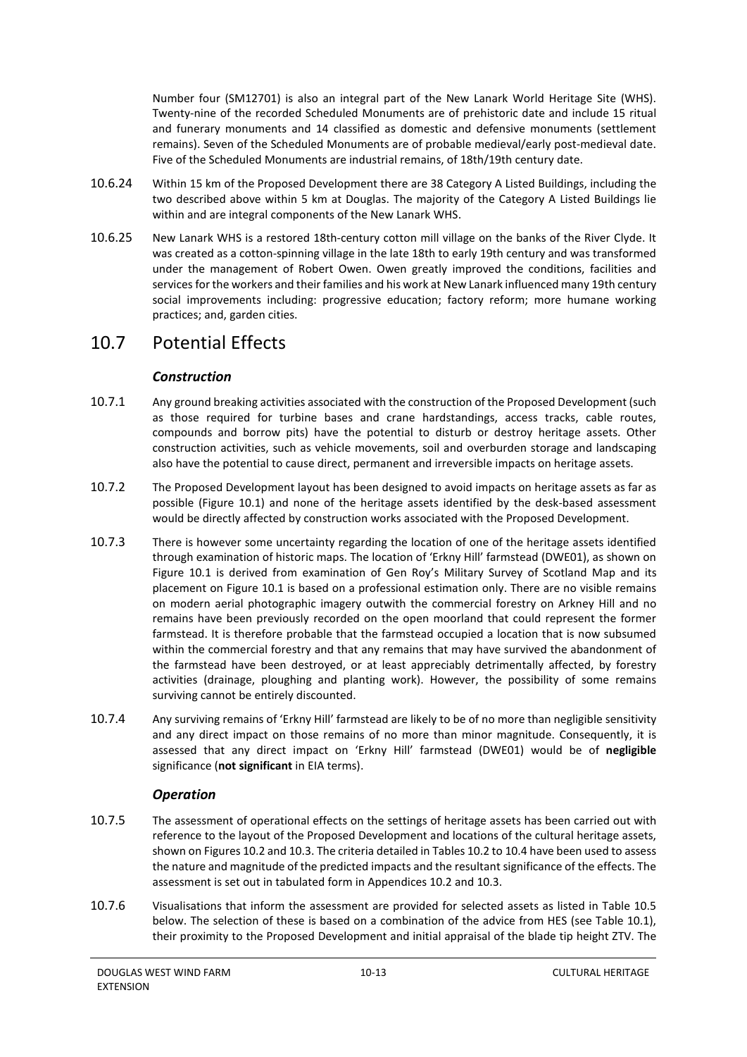Number four (SM12701) is also an integral part of the New Lanark World Heritage Site (WHS). Twenty-nine of the recorded Scheduled Monuments are of prehistoric date and include 15 ritual and funerary monuments and 14 classified as domestic and defensive monuments (settlement remains). Seven of the Scheduled Monuments are of probable medieval/early post-medieval date. Five of the Scheduled Monuments are industrial remains, of 18th/19th century date.

10.6.24 Within 15 km of the Proposed Development there are 38 Category A Listed Buildings, including the two described above within 5 km at Douglas. The majority of the Category A Listed Buildings lie within and are integral components of the New Lanark WHS.

10.6.25 New Lanark WHS is a restored 18th-century cotton mill village on the banks of the River Clyde. It was created as a cotton-spinning village in the late 18th to early 19th century and was transformed under the management of Robert Owen. Owen greatly improved the conditions, facilities and services for the workers and their families and his work at New Lanark influenced many 19th century social improvements including: progressive education; factory reform; more humane working practices; and, garden cities.

## 10.7 Potential Effects

### *Construction*

10.7.1 Any ground breaking activities associated with the construction of the Proposed Development (such as those required for turbine bases and crane hardstandings, access tracks, cable routes, compounds and borrow pits) have the potential to disturb or destroy heritage assets. Other construction activities, such as vehicle movements, soil and overburden storage and landscaping also have the potential to cause direct, permanent and irreversible impacts on heritage assets.

10.7.2 The Proposed Development layout has been designed to avoid impacts on heritage assets as far as possible (Figure 10.1) and none of the heritage assets identified by the desk-based assessment would be directly affected by construction works associated with the Proposed Development.

10.7.3 There is however some uncertainty regarding the location of one of the heritage assets identified through examination of historic maps. The location of 'Erkny Hill' farmstead (DWE01), as shown on Figure 10.1 is derived from examination of Gen Roy's Military Survey of Scotland Map and its placement on Figure 10.1 is based on a professional estimation only. There are no visible remains on modern aerial photographic imagery outwith the commercial forestry on Arkney Hill and no remains have been previously recorded on the open moorland that could represent the former farmstead. It is therefore probable that the farmstead occupied a location that is now subsumed within the commercial forestry and that any remains that may have survived the abandonment of the farmstead have been destroyed, or at least appreciably detrimentally affected, by forestry activities (drainage, ploughing and planting work). However, the possibility of some remains surviving cannot be entirely discounted.

10.7.4 Any surviving remains of 'Erkny Hill' farmstead are likely to be of no more than negligible sensitivity and any direct impact on those remains of no more than minor magnitude. Consequently, it is assessed that any direct impact on 'Erkny Hill' farmstead (DWE01) would be of **negligible** significance (**not significant** in EIA terms).

### *Operation*

10.7.5 The assessment of operational effects on the settings of heritage assets has been carried out with reference to the layout of the Proposed Development and locations of the cultural heritage assets, shown on Figures 10.2 and 10.3. The criteria detailed in Tables 10.2 to 10.4 have been used to assess the nature and magnitude of the predicted impacts and the resultant significance of the effects. The assessment is set out in tabulated form in Appendices 10.2 and 10.3.

10.7.6 Visualisations that inform the assessment are provided for selected assets as listed in Table 10.5 below. The selection of these is based on a combination of the advice from HES (see Table 10.1), their proximity to the Proposed Development and initial appraisal of the blade tip height ZTV. The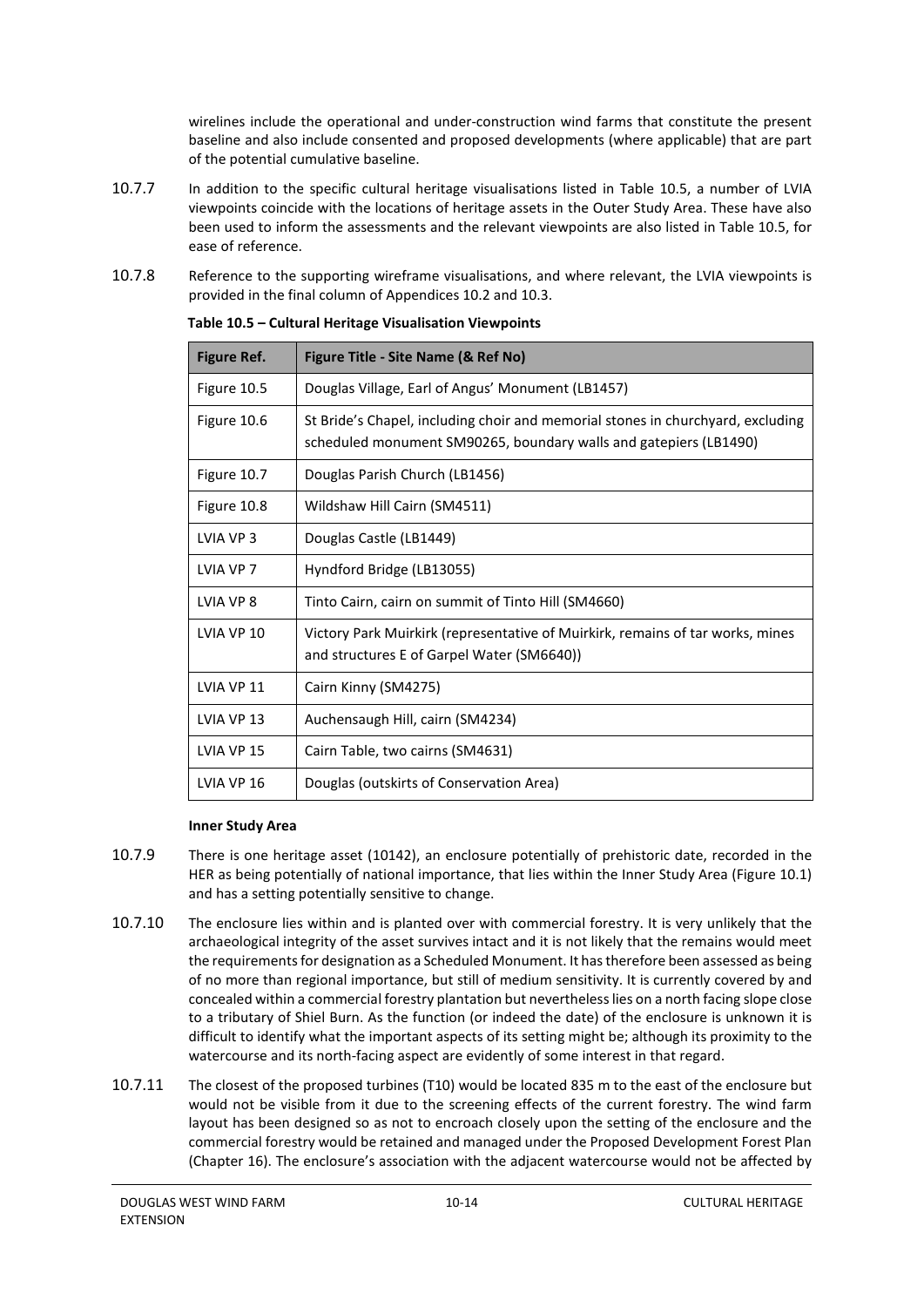wirelines include the operational and under-construction wind farms that constitute the present baseline and also include consented and proposed developments (where applicable) that are part of the potential cumulative baseline.

10.7.7 In addition to the specific cultural heritage visualisations listed in Table 10.5, a number of LVIA viewpoints coincide with the locations of heritage assets in the Outer Study Area. These have also been used to inform the assessments and the relevant viewpoints are also listed in Table 10.5, for ease of reference.

10.7.8 Reference to the supporting wireframe visualisations, and where relevant, the LVIA viewpoints is provided in the final column of Appendices 10.2 and 10.3.

**Table 10.5 – Cultural Heritage Visualisation Viewpoints**

| Figure Ref. | Figure Title - Site Name (& Ref No) |
|---|---|
| Figure 10.5 | Douglas Village, Earl of Angus' Monument (LB1457) |
| Figure 10.6 | St Bride's Chapel, including choir and memorial stones in churchyard, excluding scheduled monument SM90265, boundary walls and gatepiers (LB1490) |
| Figure 10.7 | Douglas Parish Church (LB1456) |
| Figure 10.8 | Wildshaw Hill Cairn (SM4511) |
| LVIA VP 3 | Douglas Castle (LB1449) |
| LVIA VP 7 | Hyndford Bridge (LB13055) |
| LVIA VP 8 | Tinto Cairn, cairn on summit of Tinto Hill (SM4660) |
| LVIA VP 10 | Victory Park Muirkirk (representative of Muirkirk, remains of tar works, mines and structures E of Garpel Water (SM6640)) |
| LVIA VP 11 | Cairn Kinny (SM4275) |
| LVIA VP 13 | Auchensaugh Hill, cairn (SM4234) |
| LVIA VP 15 | Cairn Table, two cairns (SM4631) |
| LVIA VP 16 | Douglas (outskirts of Conservation Area) |

**Inner Study Area**

10.7.9 There is one heritage asset (10142), an enclosure potentially of prehistoric date, recorded in the HER as being potentially of national importance, that lies within the Inner Study Area (Figure 10.1) and has a setting potentially sensitive to change.

10.7.10 The enclosure lies within and is planted over with commercial forestry. It is very unlikely that the archaeological integrity of the asset survives intact and it is not likely that the remains would meet the requirements for designation as a Scheduled Monument. It has therefore been assessed as being of no more than regional importance, but still of medium sensitivity. It is currently covered by and concealed within a commercial forestry plantation but nevertheless lies on a north facing slope close to a tributary of Shiel Burn. As the function (or indeed the date) of the enclosure is unknown it is difficult to identify what the important aspects of its setting might be; although its proximity to the watercourse and its north-facing aspect are evidently of some interest in that regard.

10.7.11 The closest of the proposed turbines (T10) would be located 835 m to the east of the enclosure but would not be visible from it due to the screening effects of the current forestry. The wind farm layout has been designed so as not to encroach closely upon the setting of the enclosure and the commercial forestry would be retained and managed under the Proposed Development Forest Plan (Chapter 16). The enclosure's association with the adjacent watercourse would not be affected by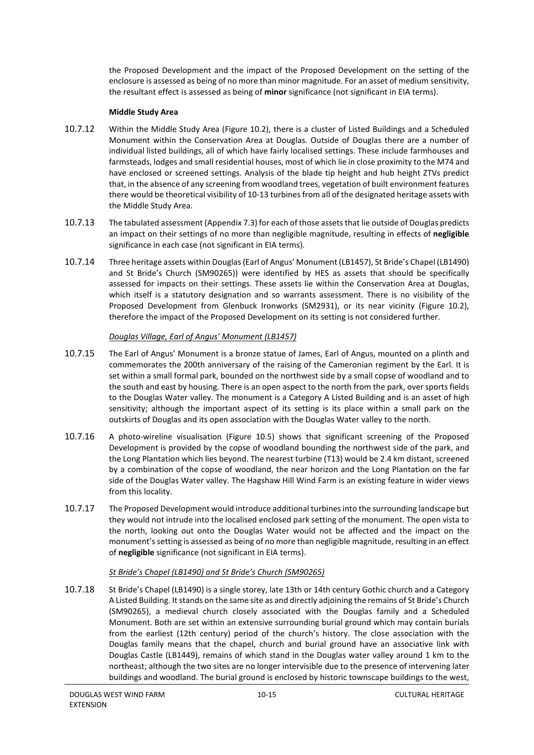the Proposed Development and the impact of the Proposed Development on the setting of the enclosure is assessed as being of no more than minor magnitude. For an asset of medium sensitivity, the resultant effect is assessed as being of **minor** significance (not significant in EIA terms).

**Middle Study Area**

10.7.12 Within the Middle Study Area (Figure 10.2), there is a cluster of Listed Buildings and a Scheduled Monument within the Conservation Area at Douglas. Outside of Douglas there are a number of individual listed buildings, all of which have fairly localised settings. These include farmhouses and farmsteads, lodges and small residential houses, most of which lie in close proximity to the M74 and have enclosed or screened settings. Analysis of the blade tip height and hub height ZTVs predict that, in the absence of any screening from woodland trees, vegetation of built environment features there would be theoretical visibility of 10-13 turbines from all of the designated heritage assets with the Middle Study Area.

10.7.13 The tabulated assessment (Appendix 7.3) for each of those assets that lie outside of Douglas predicts an impact on their settings of no more than negligible magnitude, resulting in effects of **negligible** significance in each case (not significant in EIA terms).

10.7.14 Three heritage assets within Douglas (Earl of Angus' Monument (LB1457), St Bride's Chapel (LB1490) and St Bride's Church (SM90265)) were identified by HES as assets that should be specifically assessed for impacts on their settings. These assets lie within the Conservation Area at Douglas, which itself is a statutory designation and so warrants assessment. There is no visibility of the Proposed Development from Glenbuck Ironworks (SM2931), or its near vicinity (Figure 10.2), therefore the impact of the Proposed Development on its setting is not considered further.

*Douglas Village, Earl of Angus' Monument (LB1457)*

10.7.15 The Earl of Angus' Monument is a bronze statue of James, Earl of Angus, mounted on a plinth and commemorates the 200th anniversary of the raising of the Cameronian regiment by the Earl. It is set within a small formal park, bounded on the northwest side by a small copse of woodland and to the south and east by housing. There is an open aspect to the north from the park, over sports fields to the Douglas Water valley. The monument is a Category A Listed Building and is an asset of high sensitivity; although the important aspect of its setting is its place within a small park on the outskirts of Douglas and its open association with the Douglas Water valley to the north.

10.7.16 A photo-wireline visualisation (Figure 10.5) shows that significant screening of the Proposed Development is provided by the copse of woodland bounding the northwest side of the park, and the Long Plantation which lies beyond. The nearest turbine (T13) would be 2.4 km distant, screened by a combination of the copse of woodland, the near horizon and the Long Plantation on the far side of the Douglas Water valley. The Hagshaw Hill Wind Farm is an existing feature in wider views from this locality.

10.7.17 The Proposed Development would introduce additional turbines into the surrounding landscape but they would not intrude into the localised enclosed park setting of the monument. The open vista to the north, looking out onto the Douglas Water would not be affected and the impact on the monument's setting is assessed as being of no more than negligible magnitude, resulting in an effect of **negligible** significance (not significant in EIA terms).

*St Bride's Chapel (LB1490) and St Bride's Church (SM90265)*

10.7.18 St Bride's Chapel (LB1490) is a single storey, late 13th or 14th century Gothic church and a Category A Listed Building. It stands on the same site as and directly adjoining the remains of St Bride's Church (SM90265), a medieval church closely associated with the Douglas family and a Scheduled Monument. Both are set within an extensive surrounding burial ground which may contain burials from the earliest (12th century) period of the church's history. The close association with the Douglas family means that the chapel, church and burial ground have an associative link with Douglas Castle (LB1449), remains of which stand in the Douglas water valley around 1 km to the northeast; although the two sites are no longer intervisible due to the presence of intervening later buildings and woodland. The burial ground is enclosed by historic townscape buildings to the west,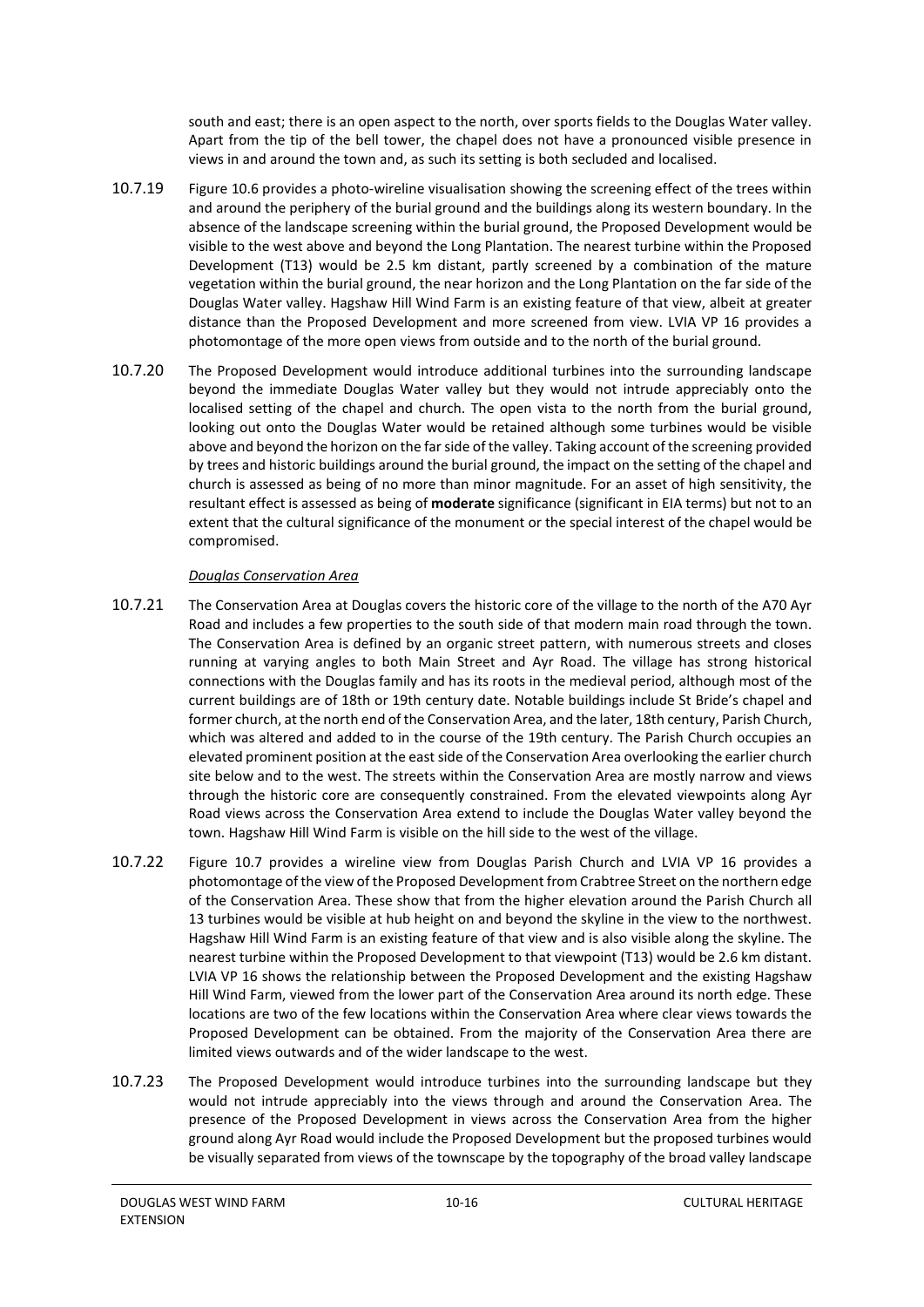south and east; there is an open aspect to the north, over sports fields to the Douglas Water valley. Apart from the tip of the bell tower, the chapel does not have a pronounced visible presence in views in and around the town and, as such its setting is both secluded and localised.

10.7.19 Figure 10.6 provides a photo-wireline visualisation showing the screening effect of the trees within and around the periphery of the burial ground and the buildings along its western boundary. In the absence of the landscape screening within the burial ground, the Proposed Development would be visible to the west above and beyond the Long Plantation. The nearest turbine within the Proposed Development (T13) would be 2.5 km distant, partly screened by a combination of the mature vegetation within the burial ground, the near horizon and the Long Plantation on the far side of the Douglas Water valley. Hagshaw Hill Wind Farm is an existing feature of that view, albeit at greater distance than the Proposed Development and more screened from view. LVIA VP 16 provides a photomontage of the more open views from outside and to the north of the burial ground.

10.7.20 The Proposed Development would introduce additional turbines into the surrounding landscape beyond the immediate Douglas Water valley but they would not intrude appreciably onto the localised setting of the chapel and church. The open vista to the north from the burial ground, looking out onto the Douglas Water would be retained although some turbines would be visible above and beyond the horizon on the far side of the valley. Taking account of the screening provided by trees and historic buildings around the burial ground, the impact on the setting of the chapel and church is assessed as being of no more than minor magnitude. For an asset of high sensitivity, the resultant effect is assessed as being of **moderate** significance (significant in EIA terms) but not to an extent that the cultural significance of the monument or the special interest of the chapel would be compromised.

*Douglas Conservation Area*

10.7.21 The Conservation Area at Douglas covers the historic core of the village to the north of the A70 Ayr Road and includes a few properties to the south side of that modern main road through the town. The Conservation Area is defined by an organic street pattern, with numerous streets and closes running at varying angles to both Main Street and Ayr Road. The village has strong historical connections with the Douglas family and has its roots in the medieval period, although most of the current buildings are of 18th or 19th century date. Notable buildings include St Bride's chapel and former church, at the north end of the Conservation Area, and the later, 18th century, Parish Church, which was altered and added to in the course of the 19th century. The Parish Church occupies an elevated prominent position at the east side of the Conservation Area overlooking the earlier church site below and to the west. The streets within the Conservation Area are mostly narrow and views through the historic core are consequently constrained. From the elevated viewpoints along Ayr Road views across the Conservation Area extend to include the Douglas Water valley beyond the town. Hagshaw Hill Wind Farm is visible on the hill side to the west of the village.

10.7.22 Figure 10.7 provides a wireline view from Douglas Parish Church and LVIA VP 16 provides a photomontage of the view of the Proposed Development from Crabtree Street on the northern edge of the Conservation Area. These show that from the higher elevation around the Parish Church all 13 turbines would be visible at hub height on and beyond the skyline in the view to the northwest. Hagshaw Hill Wind Farm is an existing feature of that view and is also visible along the skyline. The nearest turbine within the Proposed Development to that viewpoint (T13) would be 2.6 km distant. LVIA VP 16 shows the relationship between the Proposed Development and the existing Hagshaw Hill Wind Farm, viewed from the lower part of the Conservation Area around its north edge. These locations are two of the few locations within the Conservation Area where clear views towards the Proposed Development can be obtained. From the majority of the Conservation Area there are limited views outwards and of the wider landscape to the west.

10.7.23 The Proposed Development would introduce turbines into the surrounding landscape but they would not intrude appreciably into the views through and around the Conservation Area. The presence of the Proposed Development in views across the Conservation Area from the higher ground along Ayr Road would include the Proposed Development but the proposed turbines would be visually separated from views of the townscape by the topography of the broad valley landscape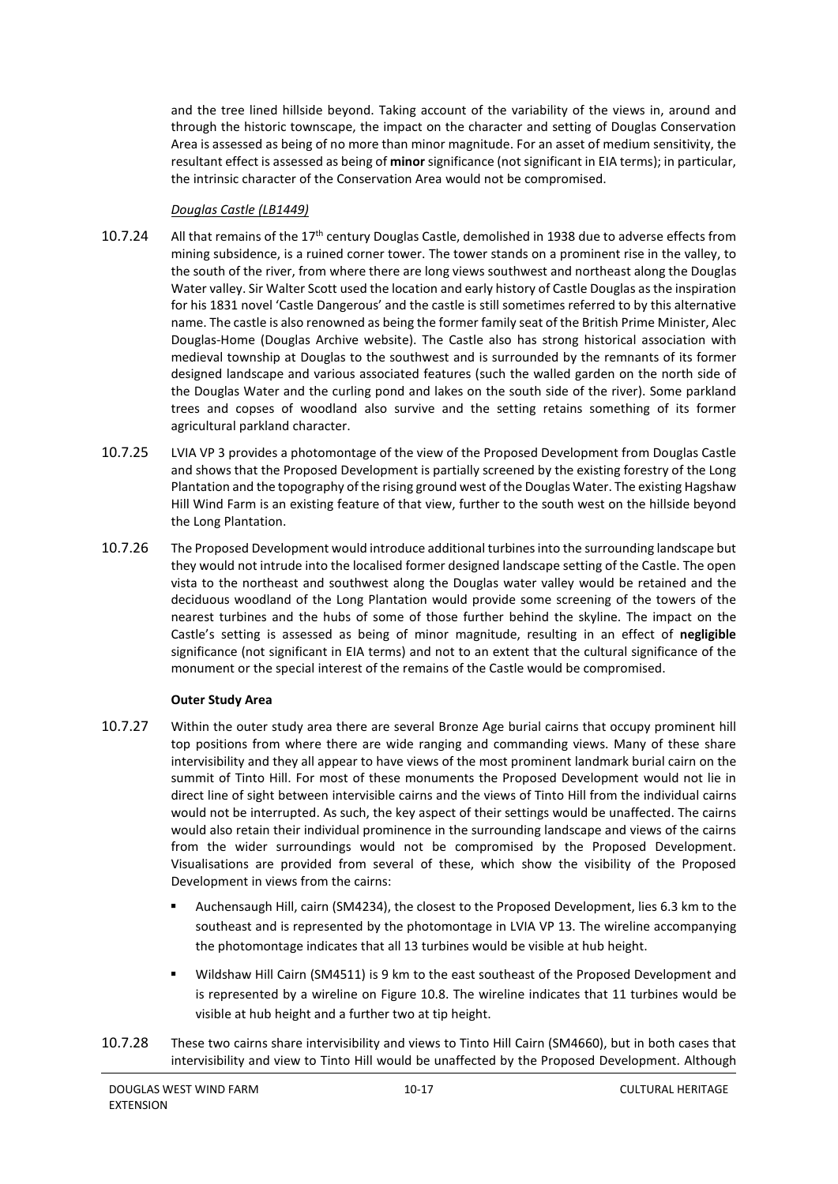and the tree lined hillside beyond. Taking account of the variability of the views in, around and through the historic townscape, the impact on the character and setting of Douglas Conservation Area is assessed as being of no more than minor magnitude. For an asset of medium sensitivity, the resultant effect is assessed as being of **minor** significance (not significant in EIA terms); in particular, the intrinsic character of the Conservation Area would not be compromised.

*Douglas Castle (LB1449)*

10.7.24 All that remains of the 17th century Douglas Castle, demolished in 1938 due to adverse effects from mining subsidence, is a ruined corner tower. The tower stands on a prominent rise in the valley, to the south of the river, from where there are long views southwest and northeast along the Douglas Water valley. Sir Walter Scott used the location and early history of Castle Douglas as the inspiration for his 1831 novel 'Castle Dangerous' and the castle is still sometimes referred to by this alternative name. The castle is also renowned as being the former family seat of the British Prime Minister, Alec Douglas-Home (Douglas Archive website). The Castle also has strong historical association with medieval township at Douglas to the southwest and is surrounded by the remnants of its former designed landscape and various associated features (such the walled garden on the north side of the Douglas Water and the curling pond and lakes on the south side of the river). Some parkland trees and copses of woodland also survive and the setting retains something of its former agricultural parkland character.

10.7.25 LVIA VP 3 provides a photomontage of the view of the Proposed Development from Douglas Castle and shows that the Proposed Development is partially screened by the existing forestry of the Long Plantation and the topography of the rising ground west of the Douglas Water. The existing Hagshaw Hill Wind Farm is an existing feature of that view, further to the south west on the hillside beyond the Long Plantation.

10.7.26 The Proposed Development would introduce additional turbines into the surrounding landscape but they would not intrude into the localised former designed landscape setting of the Castle. The open vista to the northeast and southwest along the Douglas water valley would be retained and the deciduous woodland of the Long Plantation would provide some screening of the towers of the nearest turbines and the hubs of some of those further behind the skyline. The impact on the Castle's setting is assessed as being of minor magnitude, resulting in an effect of **negligible** significance (not significant in EIA terms) and not to an extent that the cultural significance of the monument or the special interest of the remains of the Castle would be compromised.

**Outer Study Area**

10.7.27 Within the outer study area there are several Bronze Age burial cairns that occupy prominent hill top positions from where there are wide ranging and commanding views. Many of these share intervisibility and they all appear to have views of the most prominent landmark burial cairn on the summit of Tinto Hill. For most of these monuments the Proposed Development would not lie in direct line of sight between intervisible cairns and the views of Tinto Hill from the individual cairns would not be interrupted. As such, the key aspect of their settings would be unaffected. The cairns would also retain their individual prominence in the surrounding landscape and views of the cairns from the wider surroundings would not be compromised by the Proposed Development. Visualisations are provided from several of these, which show the visibility of the Proposed Development in views from the cairns:

- Auchensaugh Hill, cairn (SM4234), the closest to the Proposed Development, lies 6.3 km to the southeast and is represented by the photomontage in LVIA VP 13. The wireline accompanying the photomontage indicates that all 13 turbines would be visible at hub height.
- Wildshaw Hill Cairn (SM4511) is 9 km to the east southeast of the Proposed Development and is represented by a wireline on Figure 10.8. The wireline indicates that 11 turbines would be visible at hub height and a further two at tip height.

10.7.28 These two cairns share intervisibility and views to Tinto Hill Cairn (SM4660), but in both cases that intervisibility and view to Tinto Hill would be unaffected by the Proposed Development. Although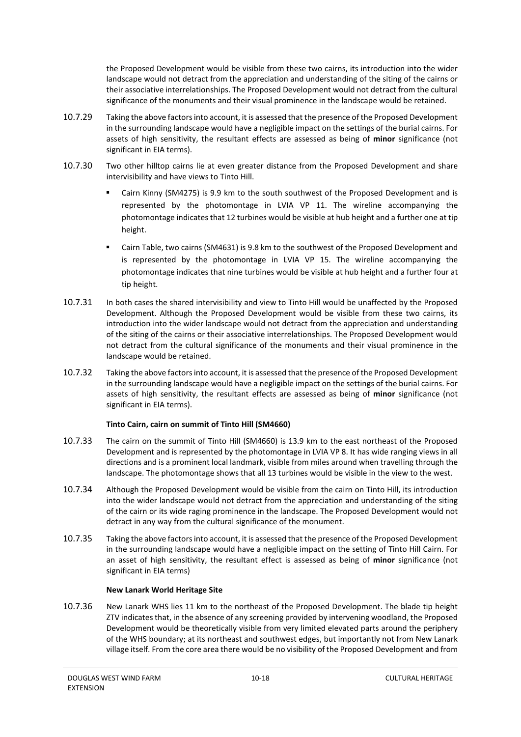the Proposed Development would be visible from these two cairns, its introduction into the wider landscape would not detract from the appreciation and understanding of the siting of the cairns or their associative interrelationships. The Proposed Development would not detract from the cultural significance of the monuments and their visual prominence in the landscape would be retained.

10.7.29 Taking the above factors into account, it is assessed that the presence of the Proposed Development in the surrounding landscape would have a negligible impact on the settings of the burial cairns. For assets of high sensitivity, the resultant effects are assessed as being of **minor** significance (not significant in EIA terms).

10.7.30 Two other hilltop cairns lie at even greater distance from the Proposed Development and share intervisibility and have views to Tinto Hill.

- Cairn Kinny (SM4275) is 9.9 km to the south southwest of the Proposed Development and is represented by the photomontage in LVIA VP 11. The wireline accompanying the photomontage indicates that 12 turbines would be visible at hub height and a further one at tip height.
- Cairn Table, two cairns (SM4631) is 9.8 km to the southwest of the Proposed Development and is represented by the photomontage in LVIA VP 15. The wireline accompanying the photomontage indicates that nine turbines would be visible at hub height and a further four at tip height.

10.7.31 In both cases the shared intervisibility and view to Tinto Hill would be unaffected by the Proposed Development. Although the Proposed Development would be visible from these two cairns, its introduction into the wider landscape would not detract from the appreciation and understanding of the siting of the cairns or their associative interrelationships. The Proposed Development would not detract from the cultural significance of the monuments and their visual prominence in the landscape would be retained.

10.7.32 Taking the above factors into account, it is assessed that the presence of the Proposed Development in the surrounding landscape would have a negligible impact on the settings of the burial cairns. For assets of high sensitivity, the resultant effects are assessed as being of **minor** significance (not significant in EIA terms).

**Tinto Cairn, cairn on summit of Tinto Hill (SM4660)**

10.7.33 The cairn on the summit of Tinto Hill (SM4660) is 13.9 km to the east northeast of the Proposed Development and is represented by the photomontage in LVIA VP 8. It has wide ranging views in all directions and is a prominent local landmark, visible from miles around when travelling through the landscape. The photomontage shows that all 13 turbines would be visible in the view to the west.

10.7.34 Although the Proposed Development would be visible from the cairn on Tinto Hill, its introduction into the wider landscape would not detract from the appreciation and understanding of the siting of the cairn or its wide raging prominence in the landscape. The Proposed Development would not detract in any way from the cultural significance of the monument.

10.7.35 Taking the above factors into account, it is assessed that the presence of the Proposed Development in the surrounding landscape would have a negligible impact on the setting of Tinto Hill Cairn. For an asset of high sensitivity, the resultant effect is assessed as being of **minor** significance (not significant in EIA terms)

**New Lanark World Heritage Site**

10.7.36 New Lanark WHS lies 11 km to the northeast of the Proposed Development. The blade tip height ZTV indicates that, in the absence of any screening provided by intervening woodland, the Proposed Development would be theoretically visible from very limited elevated parts around the periphery of the WHS boundary; at its northeast and southwest edges, but importantly not from New Lanark village itself. From the core area there would be no visibility of the Proposed Development and from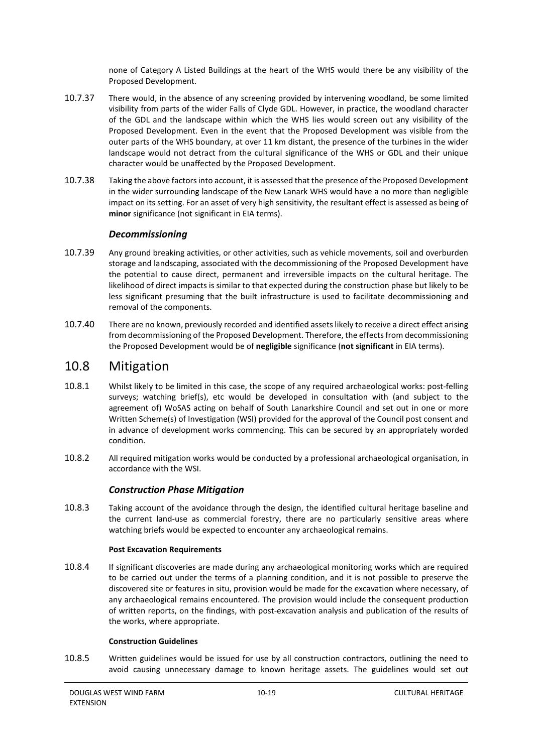none of Category A Listed Buildings at the heart of the WHS would there be any visibility of the Proposed Development.

10.7.37 There would, in the absence of any screening provided by intervening woodland, be some limited visibility from parts of the wider Falls of Clyde GDL. However, in practice, the woodland character of the GDL and the landscape within which the WHS lies would screen out any visibility of the Proposed Development. Even in the event that the Proposed Development was visible from the outer parts of the WHS boundary, at over 11 km distant, the presence of the turbines in the wider landscape would not detract from the cultural significance of the WHS or GDL and their unique character would be unaffected by the Proposed Development.

10.7.38 Taking the above factors into account, it is assessed that the presence of the Proposed Development in the wider surrounding landscape of the New Lanark WHS would have a no more than negligible impact on its setting. For an asset of very high sensitivity, the resultant effect is assessed as being of **minor** significance (not significant in EIA terms).

### *Decommissioning*

10.7.39 Any ground breaking activities, or other activities, such as vehicle movements, soil and overburden storage and landscaping, associated with the decommissioning of the Proposed Development have the potential to cause direct, permanent and irreversible impacts on the cultural heritage. The likelihood of direct impacts is similar to that expected during the construction phase but likely to be less significant presuming that the built infrastructure is used to facilitate decommissioning and removal of the components.

10.7.40 There are no known, previously recorded and identified assets likely to receive a direct effect arising from decommissioning of the Proposed Development. Therefore, the effects from decommissioning the Proposed Development would be of **negligible** significance (**not significant** in EIA terms).

## 10.8 Mitigation

10.8.1 Whilst likely to be limited in this case, the scope of any required archaeological works: post-felling surveys; watching brief(s), etc would be developed in consultation with (and subject to the agreement of) WoSAS acting on behalf of South Lanarkshire Council and set out in one or more Written Scheme(s) of Investigation (WSI) provided for the approval of the Council post consent and in advance of development works commencing. This can be secured by an appropriately worded condition.

10.8.2 All required mitigation works would be conducted by a professional archaeological organisation, in accordance with the WSI.

### *Construction Phase Mitigation*

10.8.3 Taking account of the avoidance through the design, the identified cultural heritage baseline and the current land-use as commercial forestry, there are no particularly sensitive areas where watching briefs would be expected to encounter any archaeological remains.

#### **Post Excavation Requirements**

10.8.4 If significant discoveries are made during any archaeological monitoring works which are required to be carried out under the terms of a planning condition, and it is not possible to preserve the discovered site or features in situ, provision would be made for the excavation where necessary, of any archaeological remains encountered. The provision would include the consequent production of written reports, on the findings, with post-excavation analysis and publication of the results of the works, where appropriate.

#### **Construction Guidelines**

10.8.5 Written guidelines would be issued for use by all construction contractors, outlining the need to avoid causing unnecessary damage to known heritage assets. The guidelines would set out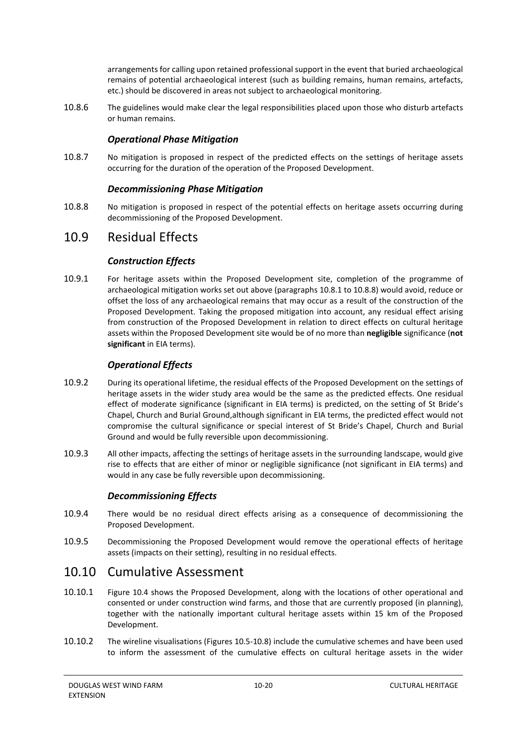arrangements for calling upon retained professional support in the event that buried archaeological remains of potential archaeological interest (such as building remains, human remains, artefacts, etc.) should be discovered in areas not subject to archaeological monitoring.

10.8.6 The guidelines would make clear the legal responsibilities placed upon those who disturb artefacts or human remains.

### *Operational Phase Mitigation*

10.8.7 No mitigation is proposed in respect of the predicted effects on the settings of heritage assets occurring for the duration of the operation of the Proposed Development.

### *Decommissioning Phase Mitigation*

10.8.8 No mitigation is proposed in respect of the potential effects on heritage assets occurring during decommissioning of the Proposed Development.

## 10.9 Residual Effects

### *Construction Effects*

10.9.1 For heritage assets within the Proposed Development site, completion of the programme of archaeological mitigation works set out above (paragraphs 10.8.1 to 10.8.8) would avoid, reduce or offset the loss of any archaeological remains that may occur as a result of the construction of the Proposed Development. Taking the proposed mitigation into account, any residual effect arising from construction of the Proposed Development in relation to direct effects on cultural heritage assets within the Proposed Development site would be of no more than **negligible** significance (**not significant** in EIA terms).

### *Operational Effects*

10.9.2 During its operational lifetime, the residual effects of the Proposed Development on the settings of heritage assets in the wider study area would be the same as the predicted effects. One residual effect of moderate significance (significant in EIA terms) is predicted, on the setting of St Bride's Chapel, Church and Burial Ground,although significant in EIA terms, the predicted effect would not compromise the cultural significance or special interest of St Bride's Chapel, Church and Burial Ground and would be fully reversible upon decommissioning.

10.9.3 All other impacts, affecting the settings of heritage assets in the surrounding landscape, would give rise to effects that are either of minor or negligible significance (not significant in EIA terms) and would in any case be fully reversible upon decommissioning.

### *Decommissioning Effects*

10.9.4 There would be no residual direct effects arising as a consequence of decommissioning the Proposed Development.

10.9.5 Decommissioning the Proposed Development would remove the operational effects of heritage assets (impacts on their setting), resulting in no residual effects.

## 10.10 Cumulative Assessment

10.10.1 Figure 10.4 shows the Proposed Development, along with the locations of other operational and consented or under construction wind farms, and those that are currently proposed (in planning), together with the nationally important cultural heritage assets within 15 km of the Proposed Development.

10.10.2 The wireline visualisations (Figures 10.5-10.8) include the cumulative schemes and have been used to inform the assessment of the cumulative effects on cultural heritage assets in the wider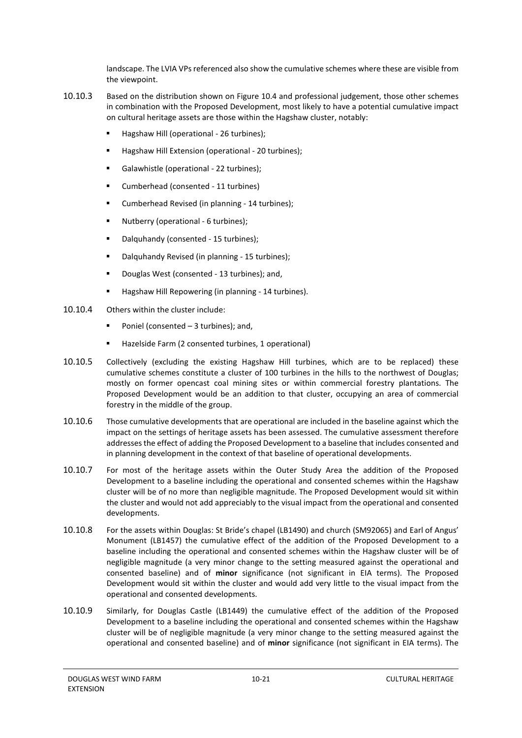landscape. The LVIA VPs referenced also show the cumulative schemes where these are visible from the viewpoint.

10.10.3 Based on the distribution shown on Figure 10.4 and professional judgement, those other schemes in combination with the Proposed Development, most likely to have a potential cumulative impact on cultural heritage assets are those within the Hagshaw cluster, notably:

- Hagshaw Hill (operational - 26 turbines);
- Hagshaw Hill Extension (operational - 20 turbines);
- Galawhistle (operational - 22 turbines);
- Cumberhead (consented - 11 turbines)
- Cumberhead Revised (in planning - 14 turbines);
- Nutberry (operational - 6 turbines);
- Dalquhandy (consented - 15 turbines);
- Dalquhandy Revised (in planning - 15 turbines);
- Douglas West (consented - 13 turbines); and,
- Hagshaw Hill Repowering (in planning - 14 turbines).

10.10.4 Others within the cluster include:

- Poniel (consented – 3 turbines); and,
- Hazelside Farm (2 consented turbines, 1 operational)

10.10.5 Collectively (excluding the existing Hagshaw Hill turbines, which are to be replaced) these cumulative schemes constitute a cluster of 100 turbines in the hills to the northwest of Douglas; mostly on former opencast coal mining sites or within commercial forestry plantations. The Proposed Development would be an addition to that cluster, occupying an area of commercial forestry in the middle of the group.

10.10.6 Those cumulative developments that are operational are included in the baseline against which the impact on the settings of heritage assets has been assessed. The cumulative assessment therefore addresses the effect of adding the Proposed Development to a baseline that includes consented and in planning development in the context of that baseline of operational developments.

10.10.7 For most of the heritage assets within the Outer Study Area the addition of the Proposed Development to a baseline including the operational and consented schemes within the Hagshaw cluster will be of no more than negligible magnitude. The Proposed Development would sit within the cluster and would not add appreciably to the visual impact from the operational and consented developments.

10.10.8 For the assets within Douglas: St Bride's chapel (LB1490) and church (SM92065) and Earl of Angus' Monument (LB1457) the cumulative effect of the addition of the Proposed Development to a baseline including the operational and consented schemes within the Hagshaw cluster will be of negligible magnitude (a very minor change to the setting measured against the operational and consented baseline) and of **minor** significance (not significant in EIA terms). The Proposed Development would sit within the cluster and would add very little to the visual impact from the operational and consented developments.

10.10.9 Similarly, for Douglas Castle (LB1449) the cumulative effect of the addition of the Proposed Development to a baseline including the operational and consented schemes within the Hagshaw cluster will be of negligible magnitude (a very minor change to the setting measured against the operational and consented baseline) and of **minor** significance (not significant in EIA terms). The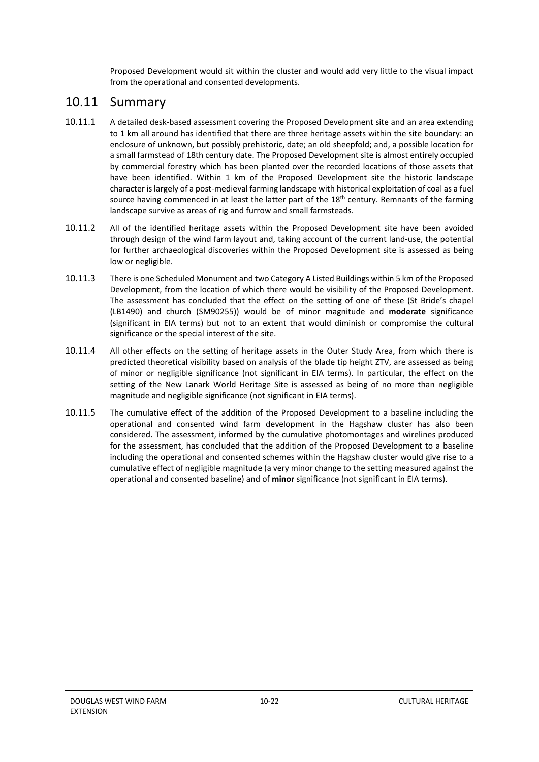Proposed Development would sit within the cluster and would add very little to the visual impact from the operational and consented developments.

## 10.11 Summary

10.11.1 A detailed desk-based assessment covering the Proposed Development site and an area extending to 1 km all around has identified that there are three heritage assets within the site boundary: an enclosure of unknown, but possibly prehistoric, date; an old sheepfold; and, a possible location for a small farmstead of 18th century date. The Proposed Development site is almost entirely occupied by commercial forestry which has been planted over the recorded locations of those assets that have been identified. Within 1 km of the Proposed Development site the historic landscape character is largely of a post-medieval farming landscape with historical exploitation of coal as a fuel source having commenced in at least the latter part of the 18th century. Remnants of the farming landscape survive as areas of rig and furrow and small farmsteads.

10.11.2 All of the identified heritage assets within the Proposed Development site have been avoided through design of the wind farm layout and, taking account of the current land-use, the potential for further archaeological discoveries within the Proposed Development site is assessed as being low or negligible.

10.11.3 There is one Scheduled Monument and two Category A Listed Buildings within 5 km of the Proposed Development, from the location of which there would be visibility of the Proposed Development. The assessment has concluded that the effect on the setting of one of these (St Bride's chapel (LB1490) and church (SM90255)) would be of minor magnitude and **moderate** significance (significant in EIA terms) but not to an extent that would diminish or compromise the cultural significance or the special interest of the site.

10.11.4 All other effects on the setting of heritage assets in the Outer Study Area, from which there is predicted theoretical visibility based on analysis of the blade tip height ZTV, are assessed as being of minor or negligible significance (not significant in EIA terms). In particular, the effect on the setting of the New Lanark World Heritage Site is assessed as being of no more than negligible magnitude and negligible significance (not significant in EIA terms).

10.11.5 The cumulative effect of the addition of the Proposed Development to a baseline including the operational and consented wind farm development in the Hagshaw cluster has also been considered. The assessment, informed by the cumulative photomontages and wirelines produced for the assessment, has concluded that the addition of the Proposed Development to a baseline including the operational and consented schemes within the Hagshaw cluster would give rise to a cumulative effect of negligible magnitude (a very minor change to the setting measured against the operational and consented baseline) and of **minor** significance (not significant in EIA terms).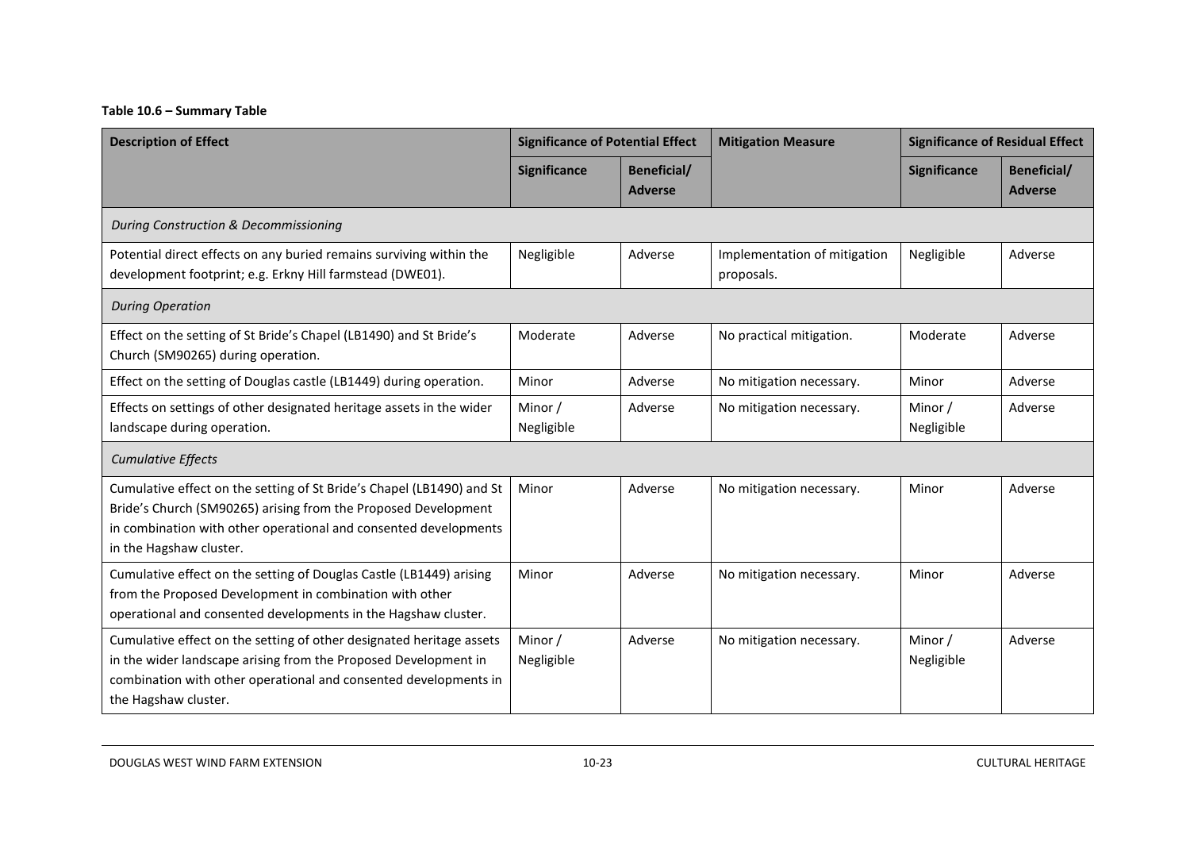**Table 10.6 – Summary Table**

| Description of Effect | Significance of Potential Effect | | Mitigation Measure | Significance of Residual Effect | |
|---|---|---|---|---|---|
| | Significance | Beneficial/ Adverse | | Significance | Beneficial/ Adverse |
| *During Construction & Decommissioning* | | | | | |
| Potential direct effects on any buried remains surviving within the development footprint; e.g. Erkny Hill farmstead (DWE01). | Negligible | Adverse | Implementation of mitigation proposals. | Negligible | Adverse |
| *During Operation* | | | | | |
| Effect on the setting of St Bride's Chapel (LB1490) and St Bride's Church (SM90265) during operation. | Moderate | Adverse | No practical mitigation. | Moderate | Adverse |
| Effect on the setting of Douglas castle (LB1449) during operation. | Minor | Adverse | No mitigation necessary. | Minor | Adverse |
| Effects on settings of other designated heritage assets in the wider landscape during operation. | Minor / Negligible | Adverse | No mitigation necessary. | Minor / Negligible | Adverse |
| *Cumulative Effects* | | | | | |
| Cumulative effect on the setting of St Bride's Chapel (LB1490) and St Bride's Church (SM90265) arising from the Proposed Development in combination with other operational and consented developments in the Hagshaw cluster. | Minor | Adverse | No mitigation necessary. | Minor | Adverse |
| Cumulative effect on the setting of Douglas Castle (LB1449) arising from the Proposed Development in combination with other operational and consented developments in the Hagshaw cluster. | Minor | Adverse | No mitigation necessary. | Minor | Adverse |
| Cumulative effect on the setting of other designated heritage assets in the wider landscape arising from the Proposed Development in combination with other operational and consented developments in the Hagshaw cluster. | Minor / Negligible | Adverse | No mitigation necessary. | Minor / Negligible | Adverse |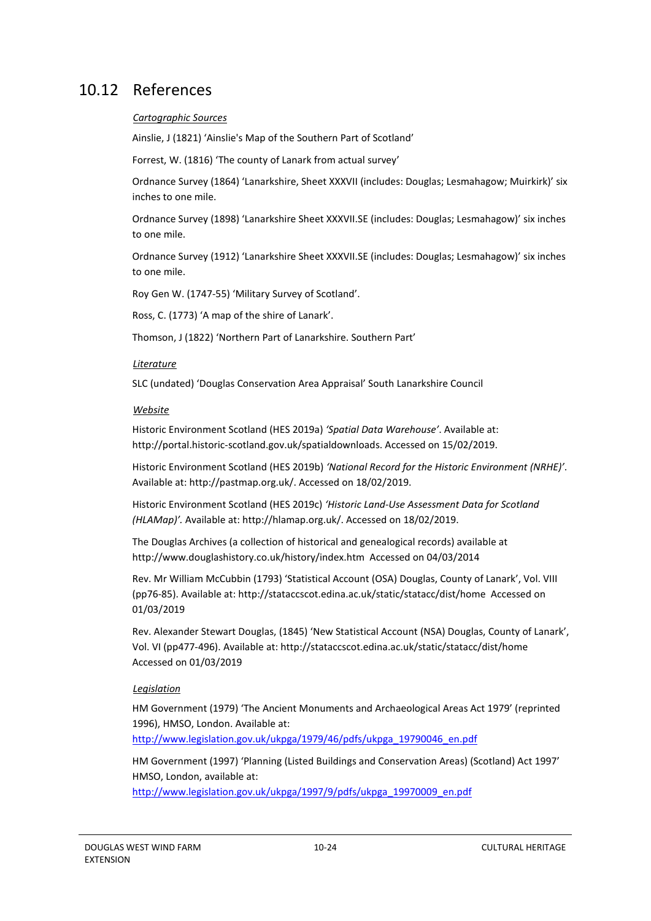## 10.12 References

*Cartographic Sources*

Ainslie, J (1821) 'Ainslie's Map of the Southern Part of Scotland'

Forrest, W. (1816) 'The county of Lanark from actual survey'

Ordnance Survey (1864) 'Lanarkshire, Sheet XXXVII (includes: Douglas; Lesmahagow; Muirkirk)' six inches to one mile.

Ordnance Survey (1898) 'Lanarkshire Sheet XXXVII.SE (includes: Douglas; Lesmahagow)' six inches to one mile.

Ordnance Survey (1912) 'Lanarkshire Sheet XXXVII.SE (includes: Douglas; Lesmahagow)' six inches to one mile.

Roy Gen W. (1747-55) 'Military Survey of Scotland'.

Ross, C. (1773) 'A map of the shire of Lanark'.

Thomson, J (1822) 'Northern Part of Lanarkshire. Southern Part'

*Literature*

SLC (undated) 'Douglas Conservation Area Appraisal' South Lanarkshire Council

*Website*

Historic Environment Scotland (HES 2019a) *'Spatial Data Warehouse'*. Available at: http://portal.historic-scotland.gov.uk/spatialdownloads. Accessed on 15/02/2019.

Historic Environment Scotland (HES 2019b) *'National Record for the Historic Environment (NRHE)'*. Available at: http://pastmap.org.uk/. Accessed on 18/02/2019.

Historic Environment Scotland (HES 2019c) *'Historic Land-Use Assessment Data for Scotland (HLAMap)'.* Available at: http://hlamap.org.uk/. Accessed on 18/02/2019.

The Douglas Archives (a collection of historical and genealogical records) available at http://www.douglashistory.co.uk/history/index.htm Accessed on 04/03/2014

Rev. Mr William McCubbin (1793) 'Statistical Account (OSA) Douglas, County of Lanark', Vol. VIII (pp76-85). Available at: http://stataccscot.edina.ac.uk/static/statacc/dist/home Accessed on 01/03/2019

Rev. Alexander Stewart Douglas, (1845) 'New Statistical Account (NSA) Douglas, County of Lanark', Vol. VI (pp477-496). Available at: http://stataccscot.edina.ac.uk/static/statacc/dist/home Accessed on 01/03/2019

*Legislation*

HM Government (1979) 'The Ancient Monuments and Archaeological Areas Act 1979' (reprinted 1996), HMSO, London. Available at: http://www.legislation.gov.uk/ukpga/1979/46/pdfs/ukpga_19790046_en.pdf

HM Government (1997) 'Planning (Listed Buildings and Conservation Areas) (Scotland) Act 1997' HMSO, London, available at: http://www.legislation.gov.uk/ukpga/1997/9/pdfs/ukpga_19970009_en.pdf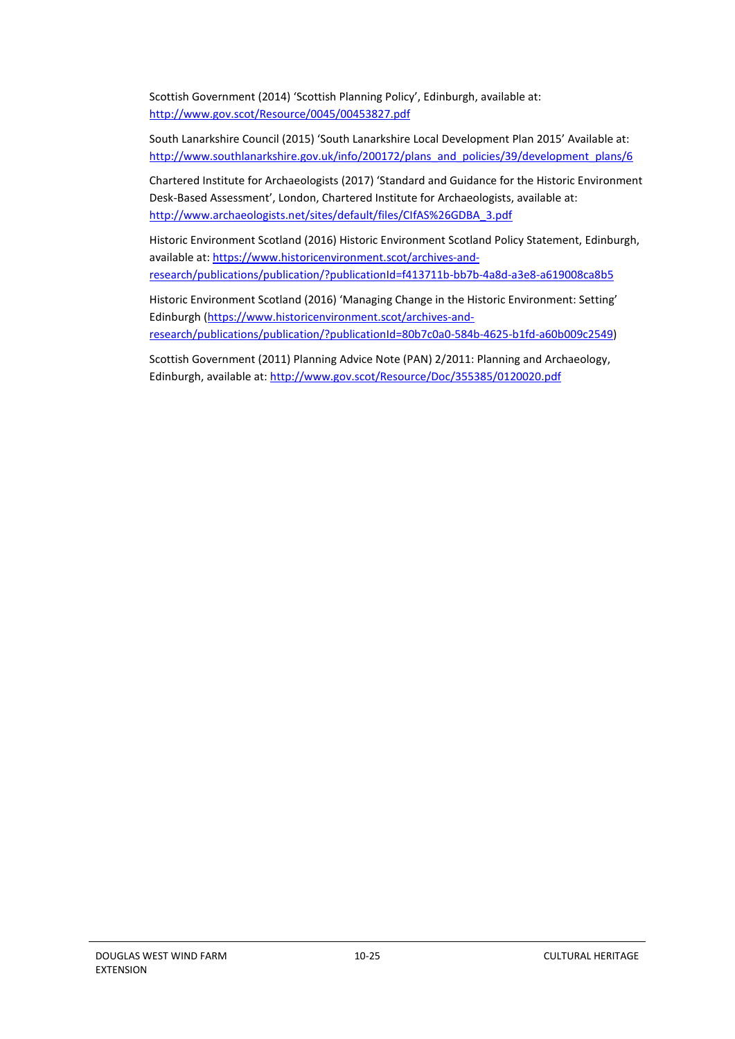Scottish Government (2014) 'Scottish Planning Policy', Edinburgh, available at: http://www.gov.scot/Resource/0045/00453827.pdf

South Lanarkshire Council (2015) 'South Lanarkshire Local Development Plan 2015' Available at: http://www.southlanarkshire.gov.uk/info/200172/plans_and_policies/39/development_plans/6

Chartered Institute for Archaeologists (2017) 'Standard and Guidance for the Historic Environment Desk-Based Assessment', London, Chartered Institute for Archaeologists, available at: http://www.archaeologists.net/sites/default/files/CIfAS%26GDBA_3.pdf

Historic Environment Scotland (2016) Historic Environment Scotland Policy Statement, Edinburgh, available at: https://www.historicenvironment.scot/archives-and-research/publications/publication/?publicationId=f413711b-bb7b-4a8d-a3e8-a619008ca8b5

Historic Environment Scotland (2016) 'Managing Change in the Historic Environment: Setting' Edinburgh (https://www.historicenvironment.scot/archives-and-research/publications/publication/?publicationId=80b7c0a0-584b-4625-b1fd-a60b009c2549)

Scottish Government (2011) Planning Advice Note (PAN) 2/2011: Planning and Archaeology, Edinburgh, available at: http://www.gov.scot/Resource/Doc/355385/0120020.pdf